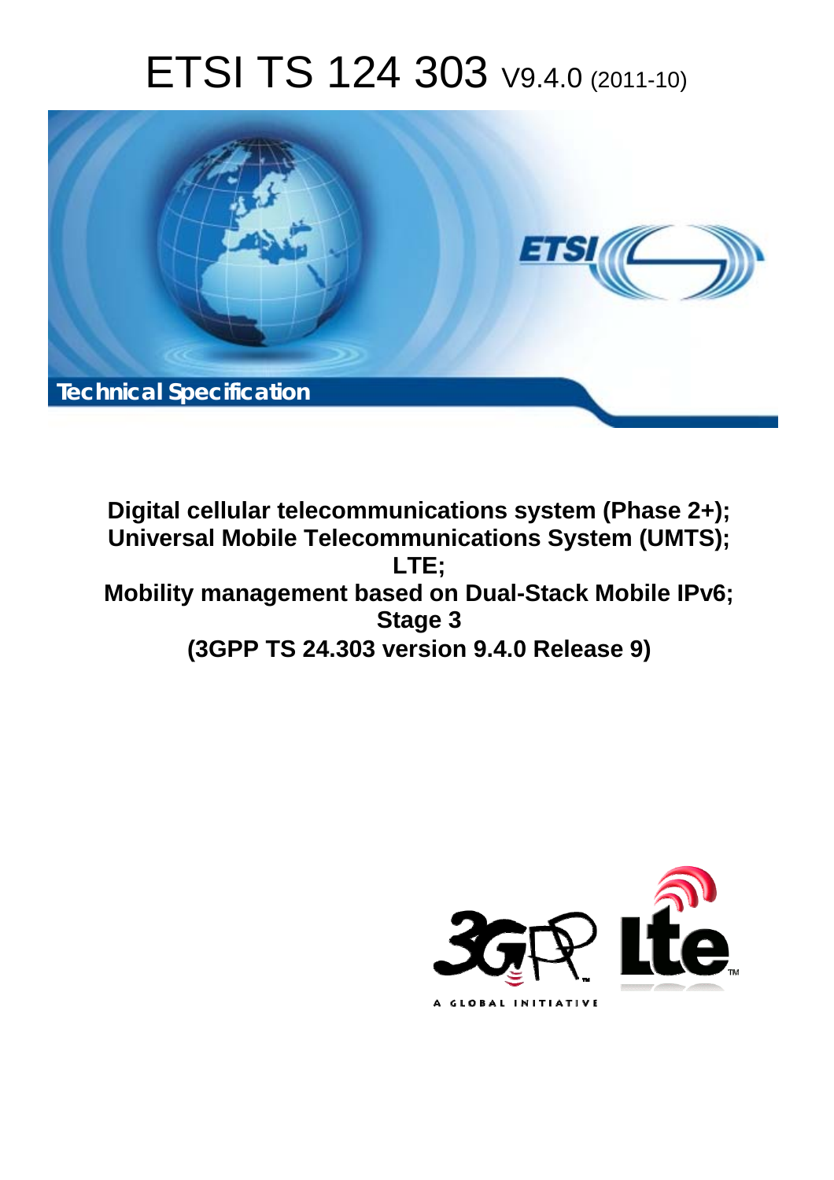# ETSI TS 124 303 V9.4.0 (2011-10)

Technical Specification

**Digital cellular telecommunications system (Phase 2+);**
**Universal Mobile Telecommunications System (UMTS);**
**LTE;**
**Mobility management based on Dual-Stack Mobile IPv6;**
**Stage 3**
**(3GPP TS 24.303 version 9.4.0 Release 9)**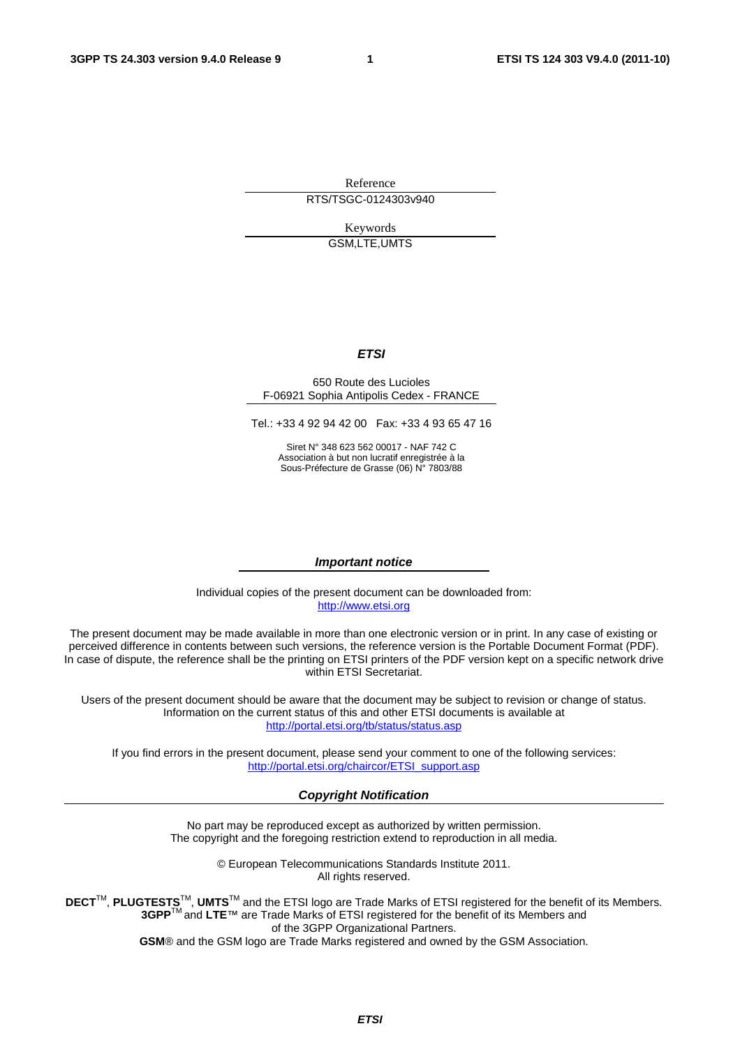Reference

RTS/TSGC-0124303v940

Keywords

GSM,LTE,UMTS

***ETSI***

650 Route des Lucioles
F-06921 Sophia Antipolis Cedex - FRANCE

Tel.: +33 4 92 94 42 00 Fax: +33 4 93 65 47 16

Siret N° 348 623 562 00017 - NAF 742 C
Association à but non lucratif enregistrée à la
Sous-Préfecture de Grasse (06) N° 7803/88

***Important notice***

Individual copies of the present document can be downloaded from:
http://www.etsi.org

The present document may be made available in more than one electronic version or in print. In any case of existing or perceived difference in contents between such versions, the reference version is the Portable Document Format (PDF). In case of dispute, the reference shall be the printing on ETSI printers of the PDF version kept on a specific network drive within ETSI Secretariat.

Users of the present document should be aware that the document may be subject to revision or change of status. Information on the current status of this and other ETSI documents is available at
http://portal.etsi.org/tb/status/status.asp

If you find errors in the present document, please send your comment to one of the following services:
http://portal.etsi.org/chaircor/ETSI_support.asp

***Copyright Notification***

No part may be reproduced except as authorized by written permission.
The copyright and the foregoing restriction extend to reproduction in all media.

© European Telecommunications Standards Institute 2011.
All rights reserved.

**DECT**™, **PLUGTESTS**™, **UMTS**™ and the ETSI logo are Trade Marks of ETSI registered for the benefit of its Members.
**3GPP**™ and **LTE**™ are Trade Marks of ETSI registered for the benefit of its Members and of the 3GPP Organizational Partners.
**GSM**® and the GSM logo are Trade Marks registered and owned by the GSM Association.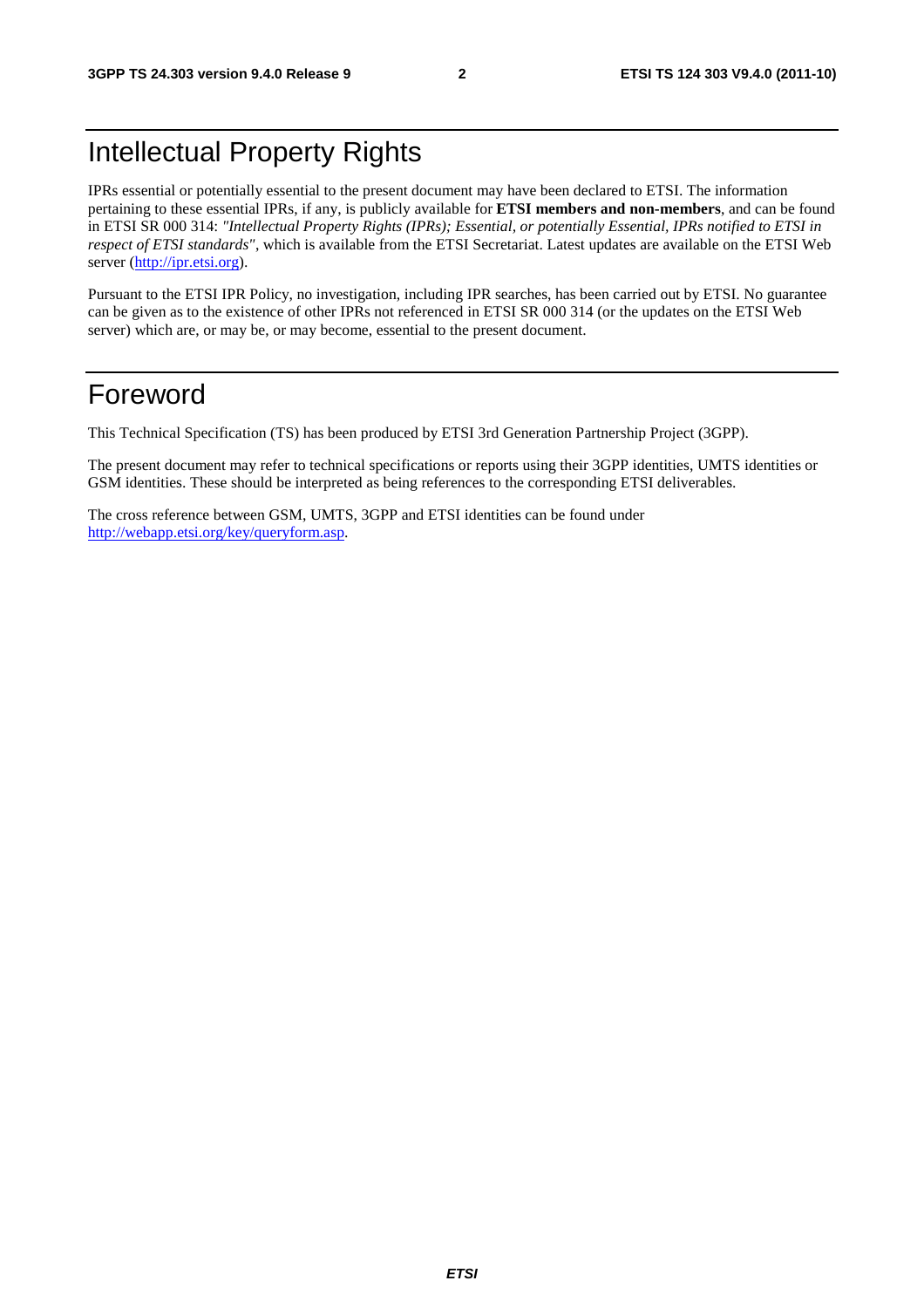# Intellectual Property Rights

IPRs essential or potentially essential to the present document may have been declared to ETSI. The information pertaining to these essential IPRs, if any, is publicly available for **ETSI members and non-members**, and can be found in ETSI SR 000 314: *"Intellectual Property Rights (IPRs); Essential, or potentially Essential, IPRs notified to ETSI in respect of ETSI standards"*, which is available from the ETSI Secretariat. Latest updates are available on the ETSI Web server (http://ipr.etsi.org).

Pursuant to the ETSI IPR Policy, no investigation, including IPR searches, has been carried out by ETSI. No guarantee can be given as to the existence of other IPRs not referenced in ETSI SR 000 314 (or the updates on the ETSI Web server) which are, or may be, or may become, essential to the present document.

# Foreword

This Technical Specification (TS) has been produced by ETSI 3rd Generation Partnership Project (3GPP).

The present document may refer to technical specifications or reports using their 3GPP identities, UMTS identities or GSM identities. These should be interpreted as being references to the corresponding ETSI deliverables.

The cross reference between GSM, UMTS, 3GPP and ETSI identities can be found under http://webapp.etsi.org/key/queryform.asp.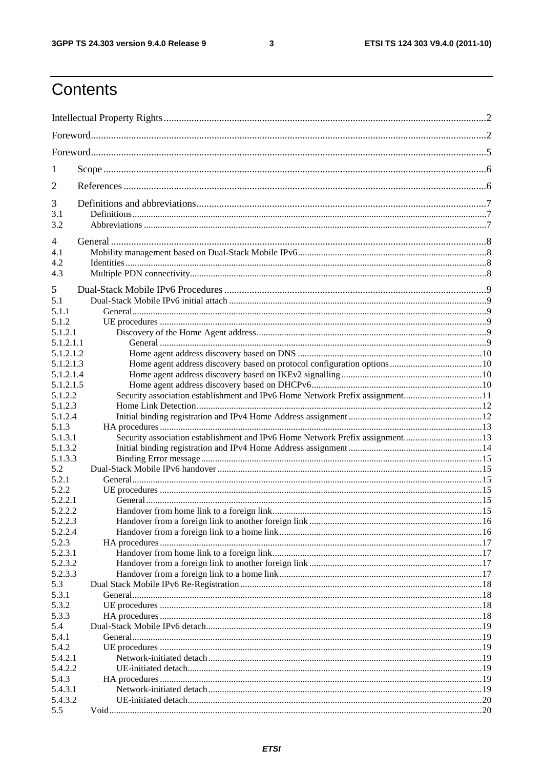# Contents

Intellectual Property Rights ..... 2

Foreword ..... 2

Foreword ..... 5

1 Scope ..... 6

2 References ..... 6

3 Definitions and abbreviations ..... 7
3.1 Definitions ..... 7
3.2 Abbreviations ..... 7

4 General ..... 8
4.1 Mobility management based on Dual-Stack Mobile IPv6 ..... 8
4.2 Identities ..... 8
4.3 Multiple PDN connectivity ..... 8

5 Dual-Stack Mobile IPv6 Procedures ..... 9
5.1 Dual-Stack Mobile IPv6 initial attach ..... 9
5.1.1 General ..... 9
5.1.2 UE procedures ..... 9
5.1.2.1 Discovery of the Home Agent address ..... 9
5.1.2.1.1 General ..... 9
5.1.2.1.2 Home agent address discovery based on DNS ..... 10
5.1.2.1.3 Home agent address discovery based on protocol configuration options ..... 10
5.1.2.1.4 Home agent address discovery based on IKEv2 signalling ..... 10
5.1.2.1.5 Home agent address discovery based on DHCPv6 ..... 10
5.1.2.2 Security association establishment and IPv6 Home Network Prefix assignment ..... 11
5.1.2.3 Home Link Detection ..... 12
5.1.2.4 Initial binding registration and IPv4 Home Address assignment ..... 12
5.1.3 HA procedures ..... 13
5.1.3.1 Security association establishment and IPv6 Home Network Prefix assignment ..... 13
5.1.3.2 Initial binding registration and IPv4 Home Address assignment ..... 14
5.1.3.3 Binding Error message ..... 15
5.2 Dual-Stack Mobile IPv6 handover ..... 15
5.2.1 General ..... 15
5.2.2 UE procedures ..... 15
5.2.2.1 General ..... 15
5.2.2.2 Handover from home link to a foreign link ..... 15
5.2.2.3 Handover from a foreign link to another foreign link ..... 16
5.2.2.4 Handover from a foreign link to a home link ..... 16
5.2.3 HA procedures ..... 17
5.2.3.1 Handover from home link to a foreign link ..... 17
5.2.3.2 Handover from a foreign link to another foreign link ..... 17
5.2.3.3 Handover from a foreign link to a home link ..... 17
5.3 Dual Stack Mobile IPv6 Re-Registration ..... 18
5.3.1 General ..... 18
5.3.2 UE procedures ..... 18
5.3.3 HA procedures ..... 18
5.4 Dual-Stack Mobile IPv6 detach ..... 19
5.4.1 General ..... 19
5.4.2 UE procedures ..... 19
5.4.2.1 Network-initiated detach ..... 19
5.4.2.2 UE-initiated detach ..... 19
5.4.3 HA procedures ..... 19
5.4.3.1 Network-initiated detach ..... 19
5.4.3.2 UE-initiated detach ..... 20
5.5 Void ..... 20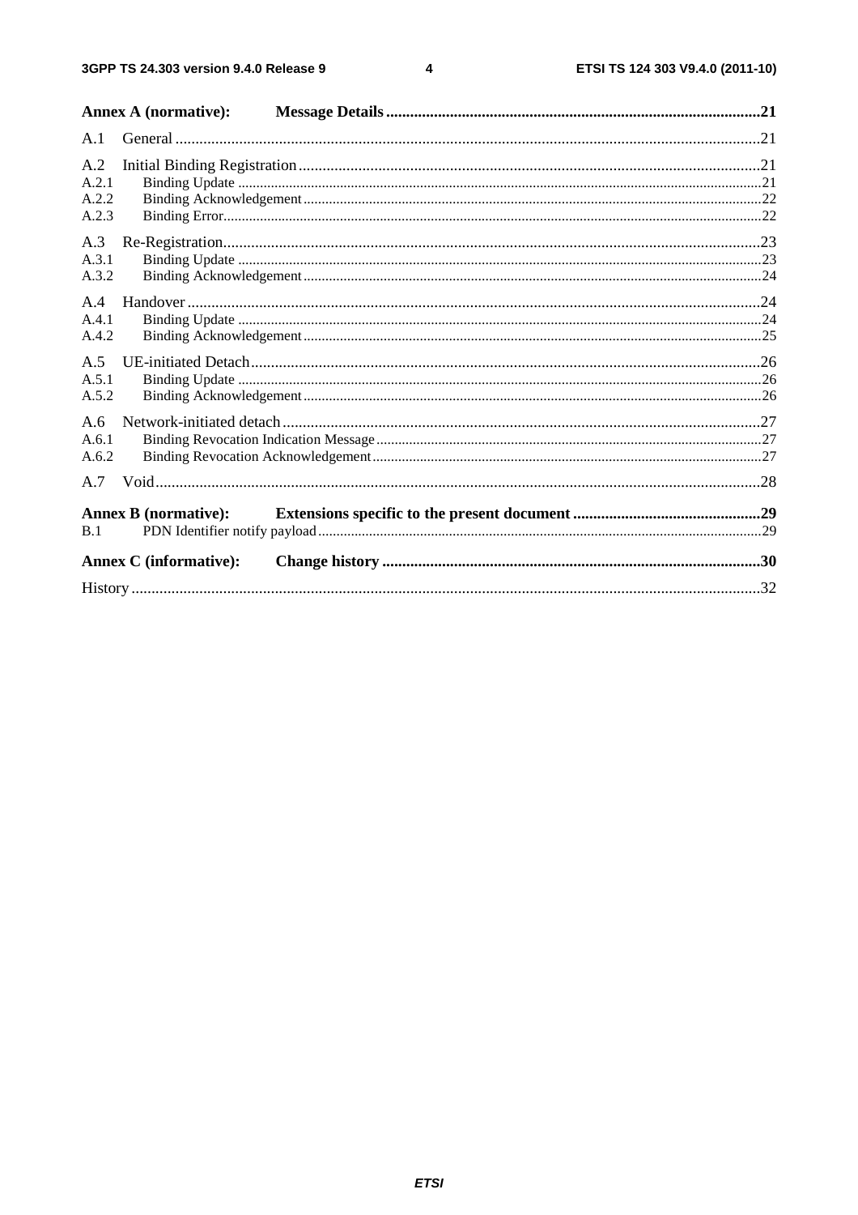Annex A (normative): Message Details ....................................................................................................21

A.1 General ..................................................................................................................................................21

A.2 Initial Binding Registration ...................................................................................................................21
A.2.1 Binding Update ................................................................................................................................21
A.2.2 Binding Acknowledgement ...............................................................................................................22
A.2.3 Binding Error ....................................................................................................................................22

A.3 Re-Registration ......................................................................................................................................23
A.3.1 Binding Update ................................................................................................................................23
A.3.2 Binding Acknowledgement ...............................................................................................................24

A.4 Handover ...............................................................................................................................................24
A.4.1 Binding Update ................................................................................................................................24
A.4.2 Binding Acknowledgement ...............................................................................................................25

A.5 UE-initiated Detach ...............................................................................................................................26
A.5.1 Binding Update ................................................................................................................................26
A.5.2 Binding Acknowledgement ...............................................................................................................26

A.6 Network-initiated detach .......................................................................................................................27
A.6.1 Binding Revocation Indication Message ...........................................................................................27
A.6.2 Binding Revocation Acknowledgement ............................................................................................27

A.7 Void .......................................................................................................................................................28

Annex B (normative): Extensions specific to the present document ..............................................29

B.1 PDN Identifier notify payload ...............................................................................................................29

Annex C (informative): Change history ..............................................................................................30

History ............................................................................................................................................................32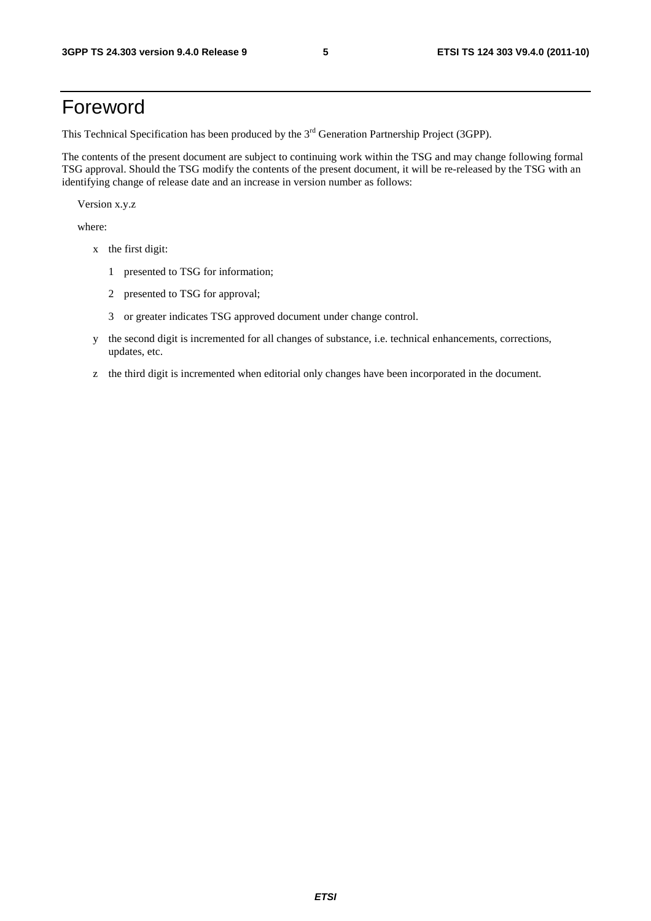# Foreword

This Technical Specification has been produced by the 3rd Generation Partnership Project (3GPP).

The contents of the present document are subject to continuing work within the TSG and may change following formal TSG approval. Should the TSG modify the contents of the present document, it will be re-released by the TSG with an identifying change of release date and an increase in version number as follows:

Version x.y.z

where:

- x the first digit:
  - 1 presented to TSG for information;
  - 2 presented to TSG for approval;
  - 3 or greater indicates TSG approved document under change control.
- y the second digit is incremented for all changes of substance, i.e. technical enhancements, corrections, updates, etc.
- z the third digit is incremented when editorial only changes have been incorporated in the document.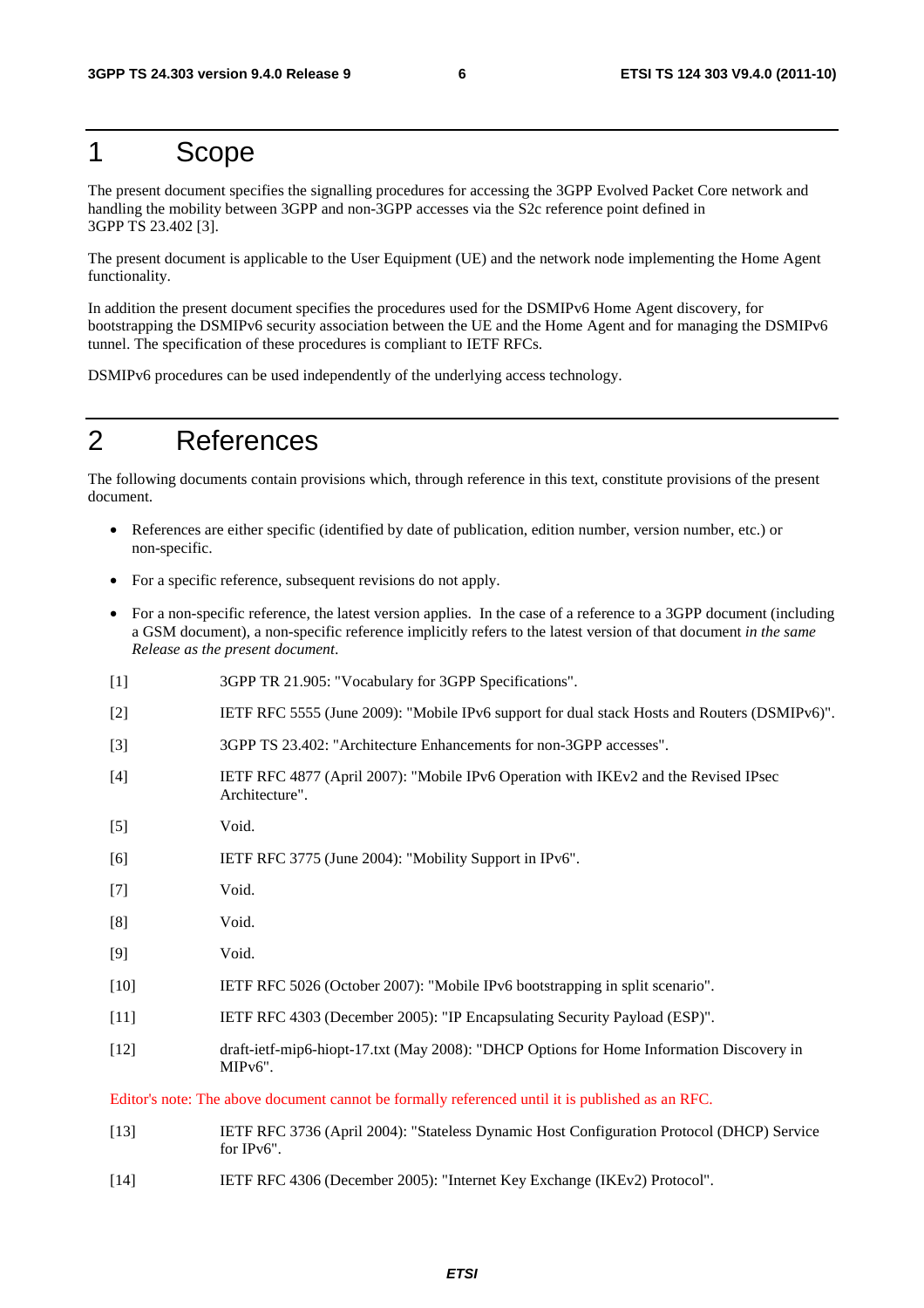# 1 Scope

The present document specifies the signalling procedures for accessing the 3GPP Evolved Packet Core network and handling the mobility between 3GPP and non-3GPP accesses via the S2c reference point defined in 3GPP TS 23.402 [3].

The present document is applicable to the User Equipment (UE) and the network node implementing the Home Agent functionality.

In addition the present document specifies the procedures used for the DSMIPv6 Home Agent discovery, for bootstrapping the DSMIPv6 security association between the UE and the Home Agent and for managing the DSMIPv6 tunnel. The specification of these procedures is compliant to IETF RFCs.

DSMIPv6 procedures can be used independently of the underlying access technology.

# 2 References

The following documents contain provisions which, through reference in this text, constitute provisions of the present document.

- References are either specific (identified by date of publication, edition number, version number, etc.) or non-specific.
- For a specific reference, subsequent revisions do not apply.
- For a non-specific reference, the latest version applies. In the case of a reference to a 3GPP document (including a GSM document), a non-specific reference implicitly refers to the latest version of that document *in the same Release as the present document*.

[1] 3GPP TR 21.905: "Vocabulary for 3GPP Specifications".

[2] IETF RFC 5555 (June 2009): "Mobile IPv6 support for dual stack Hosts and Routers (DSMIPv6)".

[3] 3GPP TS 23.402: "Architecture Enhancements for non-3GPP accesses".

[4] IETF RFC 4877 (April 2007): "Mobile IPv6 Operation with IKEv2 and the Revised IPsec Architecture".

[5] Void.

[6] IETF RFC 3775 (June 2004): "Mobility Support in IPv6".

[7] Void.

[8] Void.

[9] Void.

[10] IETF RFC 5026 (October 2007): "Mobile IPv6 bootstrapping in split scenario".

[11] IETF RFC 4303 (December 2005): "IP Encapsulating Security Payload (ESP)".

[12] draft-ietf-mip6-hiopt-17.txt (May 2008): "DHCP Options for Home Information Discovery in MIPv6".

Editor's note: The above document cannot be formally referenced until it is published as an RFC.

[13] IETF RFC 3736 (April 2004): "Stateless Dynamic Host Configuration Protocol (DHCP) Service for IPv6".

[14] IETF RFC 4306 (December 2005): "Internet Key Exchange (IKEv2) Protocol".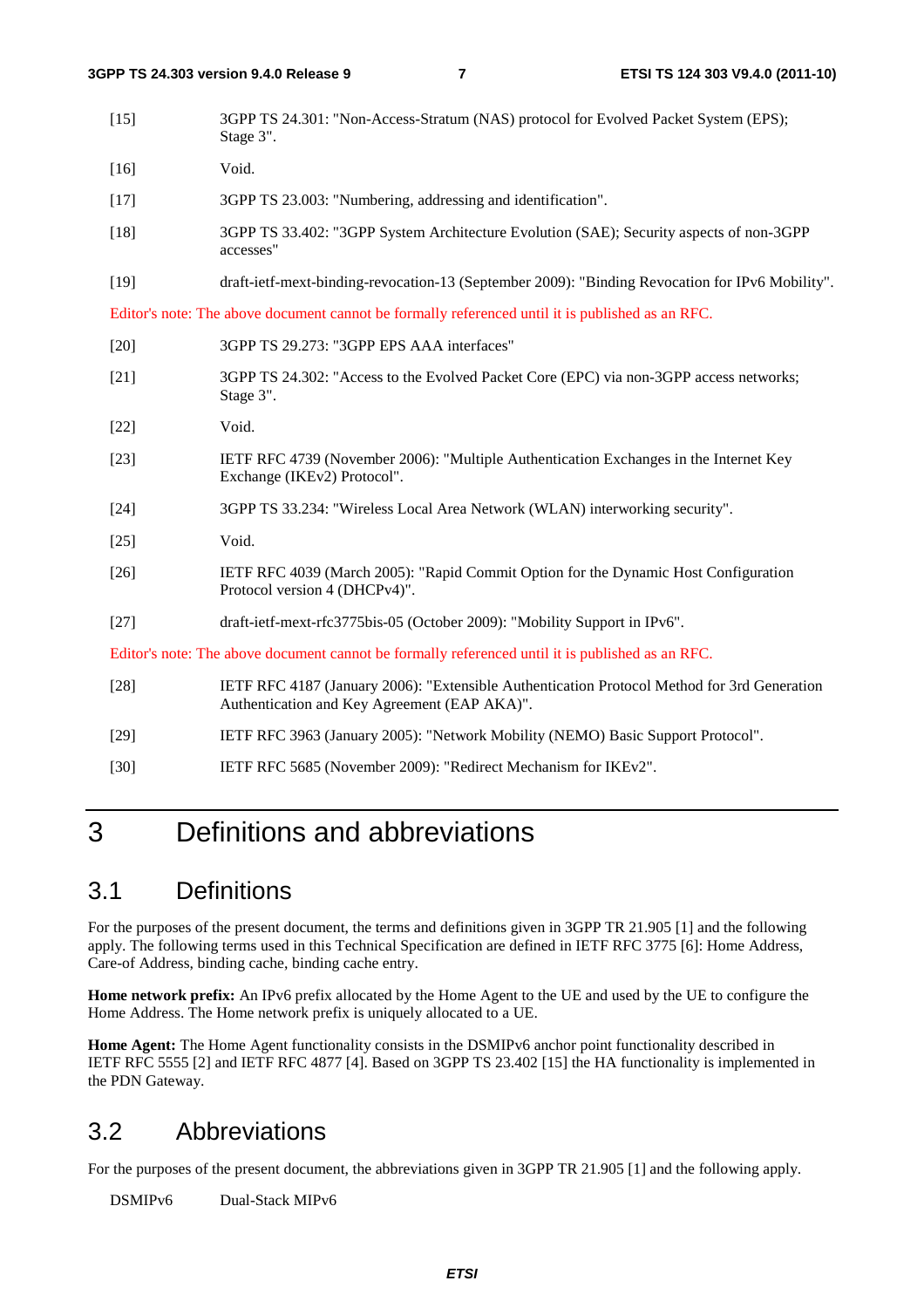[15] 3GPP TS 24.301: "Non-Access-Stratum (NAS) protocol for Evolved Packet System (EPS); Stage 3".

[16] Void.

[17] 3GPP TS 23.003: "Numbering, addressing and identification".

[18] 3GPP TS 33.402: "3GPP System Architecture Evolution (SAE); Security aspects of non-3GPP accesses"

[19] draft-ietf-mext-binding-revocation-13 (September 2009): "Binding Revocation for IPv6 Mobility".

Editor's note: The above document cannot be formally referenced until it is published as an RFC.

[20] 3GPP TS 29.273: "3GPP EPS AAA interfaces"

[21] 3GPP TS 24.302: "Access to the Evolved Packet Core (EPC) via non-3GPP access networks; Stage 3".

[22] Void.

[23] IETF RFC 4739 (November 2006): "Multiple Authentication Exchanges in the Internet Key Exchange (IKEv2) Protocol".

[24] 3GPP TS 33.234: "Wireless Local Area Network (WLAN) interworking security".

[25] Void.

[26] IETF RFC 4039 (March 2005): "Rapid Commit Option for the Dynamic Host Configuration Protocol version 4 (DHCPv4)".

[27] draft-ietf-mext-rfc3775bis-05 (October 2009): "Mobility Support in IPv6".

Editor's note: The above document cannot be formally referenced until it is published as an RFC.

[28] IETF RFC 4187 (January 2006): "Extensible Authentication Protocol Method for 3rd Generation Authentication and Key Agreement (EAP AKA)".

[29] IETF RFC 3963 (January 2005): "Network Mobility (NEMO) Basic Support Protocol".

[30] IETF RFC 5685 (November 2009): "Redirect Mechanism for IKEv2".

# 3 Definitions and abbreviations

## 3.1 Definitions

For the purposes of the present document, the terms and definitions given in 3GPP TR 21.905 [1] and the following apply. The following terms used in this Technical Specification are defined in IETF RFC 3775 [6]: Home Address, Care-of Address, binding cache, binding cache entry.

**Home network prefix:** An IPv6 prefix allocated by the Home Agent to the UE and used by the UE to configure the Home Address. The Home network prefix is uniquely allocated to a UE.

**Home Agent:** The Home Agent functionality consists in the DSMIPv6 anchor point functionality described in IETF RFC 5555 [2] and IETF RFC 4877 [4]. Based on 3GPP TS 23.402 [15] the HA functionality is implemented in the PDN Gateway.

## 3.2 Abbreviations

For the purposes of the present document, the abbreviations given in 3GPP TR 21.905 [1] and the following apply.

DSMIPv6 Dual-Stack MIPv6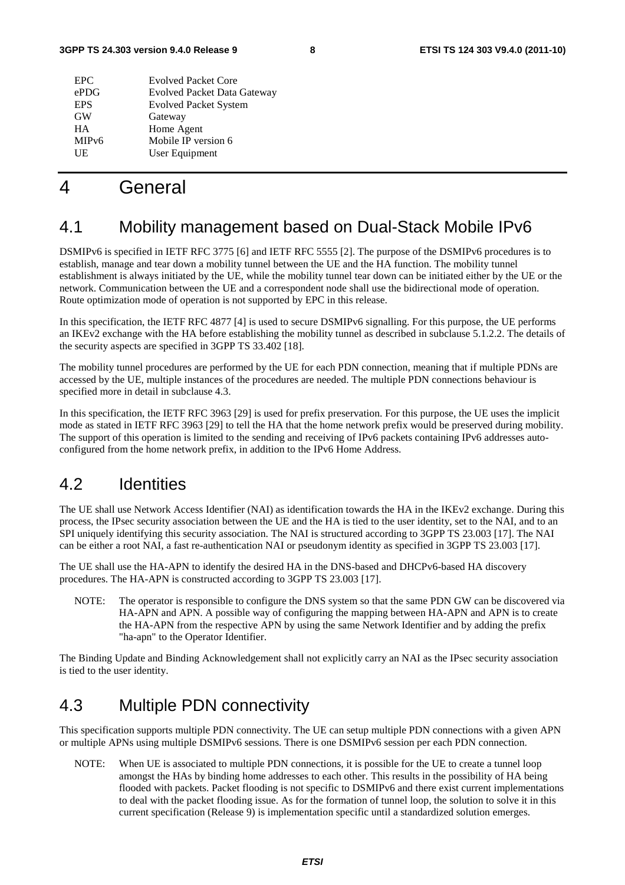| | |
|---|---|
| EPC | Evolved Packet Core |
| ePDG | Evolved Packet Data Gateway |
| EPS | Evolved Packet System |
| GW | Gateway |
| HA | Home Agent |
| MIPv6 | Mobile IP version 6 |
| UE | User Equipment |

# 4 General

## 4.1 Mobility management based on Dual-Stack Mobile IPv6

DSMIPv6 is specified in IETF RFC 3775 [6] and IETF RFC 5555 [2]. The purpose of the DSMIPv6 procedures is to establish, manage and tear down a mobility tunnel between the UE and the HA function. The mobility tunnel establishment is always initiated by the UE, while the mobility tunnel tear down can be initiated either by the UE or the network. Communication between the UE and a correspondent node shall use the bidirectional mode of operation. Route optimization mode of operation is not supported by EPC in this release.

In this specification, the IETF RFC 4877 [4] is used to secure DSMIPv6 signalling. For this purpose, the UE performs an IKEv2 exchange with the HA before establishing the mobility tunnel as described in subclause 5.1.2.2. The details of the security aspects are specified in 3GPP TS 33.402 [18].

The mobility tunnel procedures are performed by the UE for each PDN connection, meaning that if multiple PDNs are accessed by the UE, multiple instances of the procedures are needed. The multiple PDN connections behaviour is specified more in detail in subclause 4.3.

In this specification, the IETF RFC 3963 [29] is used for prefix preservation. For this purpose, the UE uses the implicit mode as stated in IETF RFC 3963 [29] to tell the HA that the home network prefix would be preserved during mobility. The support of this operation is limited to the sending and receiving of IPv6 packets containing IPv6 addresses auto-configured from the home network prefix, in addition to the IPv6 Home Address.

## 4.2 Identities

The UE shall use Network Access Identifier (NAI) as identification towards the HA in the IKEv2 exchange. During this process, the IPsec security association between the UE and the HA is tied to the user identity, set to the NAI, and to an SPI uniquely identifying this security association. The NAI is structured according to 3GPP TS 23.003 [17]. The NAI can be either a root NAI, a fast re-authentication NAI or pseudonym identity as specified in 3GPP TS 23.003 [17].

The UE shall use the HA-APN to identify the desired HA in the DNS-based and DHCPv6-based HA discovery procedures. The HA-APN is constructed according to 3GPP TS 23.003 [17].

NOTE: The operator is responsible to configure the DNS system so that the same PDN GW can be discovered via HA-APN and APN. A possible way of configuring the mapping between HA-APN and APN is to create the HA-APN from the respective APN by using the same Network Identifier and by adding the prefix "ha-apn" to the Operator Identifier.

The Binding Update and Binding Acknowledgement shall not explicitly carry an NAI as the IPsec security association is tied to the user identity.

## 4.3 Multiple PDN connectivity

This specification supports multiple PDN connectivity. The UE can setup multiple PDN connections with a given APN or multiple APNs using multiple DSMIPv6 sessions. There is one DSMIPv6 session per each PDN connection.

NOTE: When UE is associated to multiple PDN connections, it is possible for the UE to create a tunnel loop amongst the HAs by binding home addresses to each other. This results in the possibility of HA being flooded with packets. Packet flooding is not specific to DSMIPv6 and there exist current implementations to deal with the packet flooding issue. As for the formation of tunnel loop, the solution to solve it in this current specification (Release 9) is implementation specific until a standardized solution emerges.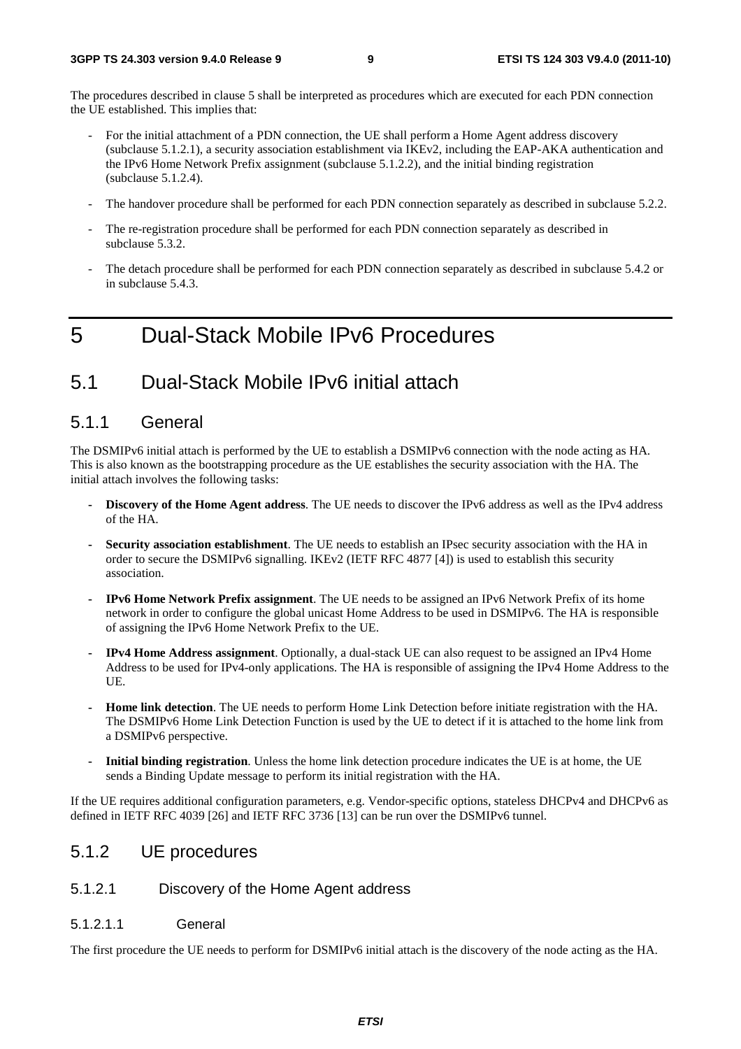The procedures described in clause 5 shall be interpreted as procedures which are executed for each PDN connection the UE established. This implies that:

- For the initial attachment of a PDN connection, the UE shall perform a Home Agent address discovery (subclause 5.1.2.1), a security association establishment via IKEv2, including the EAP-AKA authentication and the IPv6 Home Network Prefix assignment (subclause 5.1.2.2), and the initial binding registration (subclause 5.1.2.4).
- The handover procedure shall be performed for each PDN connection separately as described in subclause 5.2.2.
- The re-registration procedure shall be performed for each PDN connection separately as described in subclause 5.3.2.
- The detach procedure shall be performed for each PDN connection separately as described in subclause 5.4.2 or in subclause 5.4.3.

# 5 Dual-Stack Mobile IPv6 Procedures

## 5.1 Dual-Stack Mobile IPv6 initial attach

### 5.1.1 General

The DSMIPv6 initial attach is performed by the UE to establish a DSMIPv6 connection with the node acting as HA. This is also known as the bootstrapping procedure as the UE establishes the security association with the HA. The initial attach involves the following tasks:

- **Discovery of the Home Agent address**. The UE needs to discover the IPv6 address as well as the IPv4 address of the HA.
- **Security association establishment**. The UE needs to establish an IPsec security association with the HA in order to secure the DSMIPv6 signalling. IKEv2 (IETF RFC 4877 [4]) is used to establish this security association.
- **IPv6 Home Network Prefix assignment**. The UE needs to be assigned an IPv6 Network Prefix of its home network in order to configure the global unicast Home Address to be used in DSMIPv6. The HA is responsible of assigning the IPv6 Home Network Prefix to the UE.
- **IPv4 Home Address assignment**. Optionally, a dual-stack UE can also request to be assigned an IPv4 Home Address to be used for IPv4-only applications. The HA is responsible of assigning the IPv4 Home Address to the UE.
- **Home link detection**. The UE needs to perform Home Link Detection before initiate registration with the HA. The DSMIPv6 Home Link Detection Function is used by the UE to detect if it is attached to the home link from a DSMIPv6 perspective.
- **Initial binding registration**. Unless the home link detection procedure indicates the UE is at home, the UE sends a Binding Update message to perform its initial registration with the HA.

If the UE requires additional configuration parameters, e.g. Vendor-specific options, stateless DHCPv4 and DHCPv6 as defined in IETF RFC 4039 [26] and IETF RFC 3736 [13] can be run over the DSMIPv6 tunnel.

### 5.1.2 UE procedures

#### 5.1.2.1 Discovery of the Home Agent address

##### 5.1.2.1.1 General

The first procedure the UE needs to perform for DSMIPv6 initial attach is the discovery of the node acting as the HA.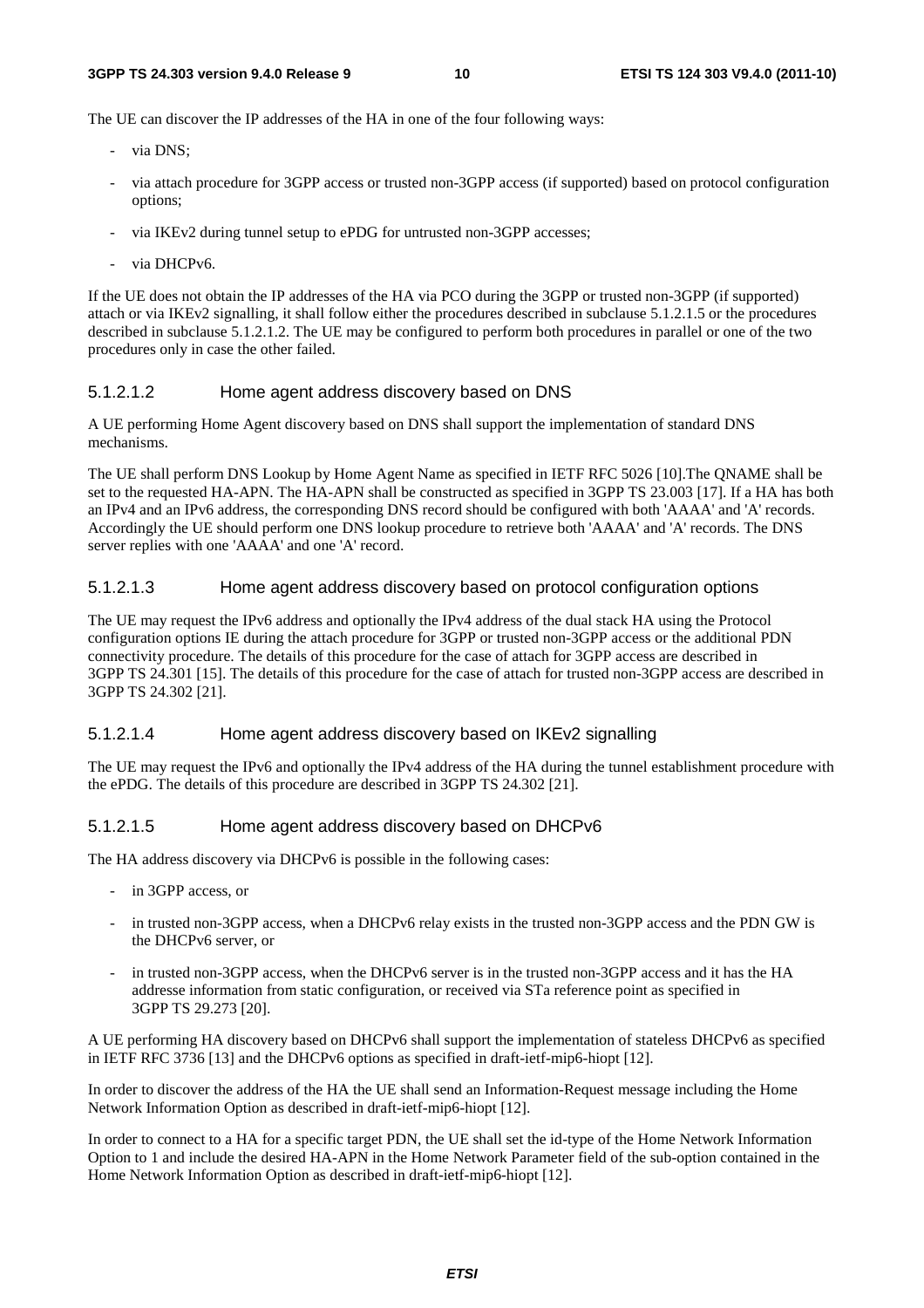The UE can discover the IP addresses of the HA in one of the four following ways:

- via DNS;
- via attach procedure for 3GPP access or trusted non-3GPP access (if supported) based on protocol configuration options;
- via IKEv2 during tunnel setup to ePDG for untrusted non-3GPP accesses;
- via DHCPv6.

If the UE does not obtain the IP addresses of the HA via PCO during the 3GPP or trusted non-3GPP (if supported) attach or via IKEv2 signalling, it shall follow either the procedures described in subclause 5.1.2.1.5 or the procedures described in subclause 5.1.2.1.2. The UE may be configured to perform both procedures in parallel or one of the two procedures only in case the other failed.

#### 5.1.2.1.2 Home agent address discovery based on DNS

A UE performing Home Agent discovery based on DNS shall support the implementation of standard DNS mechanisms.

The UE shall perform DNS Lookup by Home Agent Name as specified in IETF RFC 5026 [10].The QNAME shall be set to the requested HA-APN. The HA-APN shall be constructed as specified in 3GPP TS 23.003 [17]. If a HA has both an IPv4 and an IPv6 address, the corresponding DNS record should be configured with both 'AAAA' and 'A' records. Accordingly the UE should perform one DNS lookup procedure to retrieve both 'AAAA' and 'A' records. The DNS server replies with one 'AAAA' and one 'A' record.

#### 5.1.2.1.3 Home agent address discovery based on protocol configuration options

The UE may request the IPv6 address and optionally the IPv4 address of the dual stack HA using the Protocol configuration options IE during the attach procedure for 3GPP or trusted non-3GPP access or the additional PDN connectivity procedure. The details of this procedure for the case of attach for 3GPP access are described in 3GPP TS 24.301 [15]. The details of this procedure for the case of attach for trusted non-3GPP access are described in 3GPP TS 24.302 [21].

#### 5.1.2.1.4 Home agent address discovery based on IKEv2 signalling

The UE may request the IPv6 and optionally the IPv4 address of the HA during the tunnel establishment procedure with the ePDG. The details of this procedure are described in 3GPP TS 24.302 [21].

#### 5.1.2.1.5 Home agent address discovery based on DHCPv6

The HA address discovery via DHCPv6 is possible in the following cases:

- in 3GPP access, or
- in trusted non-3GPP access, when a DHCPv6 relay exists in the trusted non-3GPP access and the PDN GW is the DHCPv6 server, or
- in trusted non-3GPP access, when the DHCPv6 server is in the trusted non-3GPP access and it has the HA addresse information from static configuration, or received via STa reference point as specified in 3GPP TS 29.273 [20].

A UE performing HA discovery based on DHCPv6 shall support the implementation of stateless DHCPv6 as specified in IETF RFC 3736 [13] and the DHCPv6 options as specified in draft-ietf-mip6-hiopt [12].

In order to discover the address of the HA the UE shall send an Information-Request message including the Home Network Information Option as described in draft-ietf-mip6-hiopt [12].

In order to connect to a HA for a specific target PDN, the UE shall set the id-type of the Home Network Information Option to 1 and include the desired HA-APN in the Home Network Parameter field of the sub-option contained in the Home Network Information Option as described in draft-ietf-mip6-hiopt [12].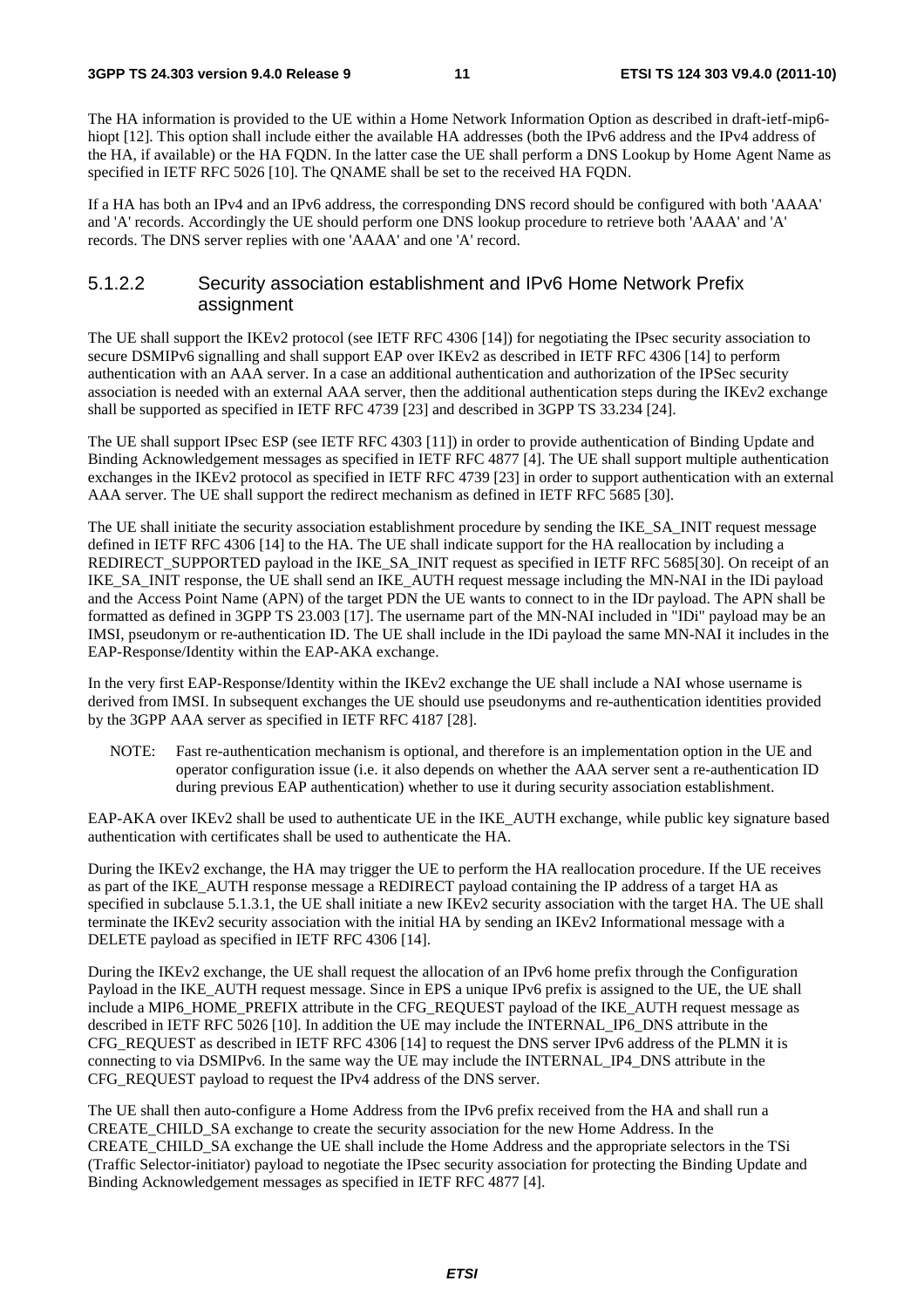The HA information is provided to the UE within a Home Network Information Option as described in draft-ietf-mip6-hiopt [12]. This option shall include either the available HA addresses (both the IPv6 address and the IPv4 address of the HA, if available) or the HA FQDN. In the latter case the UE shall perform a DNS Lookup by Home Agent Name as specified in IETF RFC 5026 [10]. The QNAME shall be set to the received HA FQDN.

If a HA has both an IPv4 and an IPv6 address, the corresponding DNS record should be configured with both 'AAAA' and 'A' records. Accordingly the UE should perform one DNS lookup procedure to retrieve both 'AAAA' and 'A' records. The DNS server replies with one 'AAAA' and one 'A' record.

### 5.1.2.2 Security association establishment and IPv6 Home Network Prefix assignment

The UE shall support the IKEv2 protocol (see IETF RFC 4306 [14]) for negotiating the IPsec security association to secure DSMIPv6 signalling and shall support EAP over IKEv2 as described in IETF RFC 4306 [14] to perform authentication with an AAA server. In a case an additional authentication and authorization of the IPSec security association is needed with an external AAA server, then the additional authentication steps during the IKEv2 exchange shall be supported as specified in IETF RFC 4739 [23] and described in 3GPP TS 33.234 [24].

The UE shall support IPsec ESP (see IETF RFC 4303 [11]) in order to provide authentication of Binding Update and Binding Acknowledgement messages as specified in IETF RFC 4877 [4]. The UE shall support multiple authentication exchanges in the IKEv2 protocol as specified in IETF RFC 4739 [23] in order to support authentication with an external AAA server. The UE shall support the redirect mechanism as defined in IETF RFC 5685 [30].

The UE shall initiate the security association establishment procedure by sending the IKE_SA_INIT request message defined in IETF RFC 4306 [14] to the HA. The UE shall indicate support for the HA reallocation by including a REDIRECT_SUPPORTED payload in the IKE_SA_INIT request as specified in IETF RFC 5685[30]. On receipt of an IKE_SA_INIT response, the UE shall send an IKE_AUTH request message including the MN-NAI in the IDi payload and the Access Point Name (APN) of the target PDN the UE wants to connect to in the IDr payload. The APN shall be formatted as defined in 3GPP TS 23.003 [17]. The username part of the MN-NAI included in "IDi" payload may be an IMSI, pseudonym or re-authentication ID. The UE shall include in the IDi payload the same MN-NAI it includes in the EAP-Response/Identity within the EAP-AKA exchange.

In the very first EAP-Response/Identity within the IKEv2 exchange the UE shall include a NAI whose username is derived from IMSI. In subsequent exchanges the UE should use pseudonyms and re-authentication identities provided by the 3GPP AAA server as specified in IETF RFC 4187 [28].

NOTE: Fast re-authentication mechanism is optional, and therefore is an implementation option in the UE and operator configuration issue (i.e. it also depends on whether the AAA server sent a re-authentication ID during previous EAP authentication) whether to use it during security association establishment.

EAP-AKA over IKEv2 shall be used to authenticate UE in the IKE_AUTH exchange, while public key signature based authentication with certificates shall be used to authenticate the HA.

During the IKEv2 exchange, the HA may trigger the UE to perform the HA reallocation procedure. If the UE receives as part of the IKE_AUTH response message a REDIRECT payload containing the IP address of a target HA as specified in subclause 5.1.3.1, the UE shall initiate a new IKEv2 security association with the target HA. The UE shall terminate the IKEv2 security association with the initial HA by sending an IKEv2 Informational message with a DELETE payload as specified in IETF RFC 4306 [14].

During the IKEv2 exchange, the UE shall request the allocation of an IPv6 home prefix through the Configuration Payload in the IKE_AUTH request message. Since in EPS a unique IPv6 prefix is assigned to the UE, the UE shall include a MIP6_HOME_PREFIX attribute in the CFG_REQUEST payload of the IKE_AUTH request message as described in IETF RFC 5026 [10]. In addition the UE may include the INTERNAL_IP6_DNS attribute in the CFG_REQUEST as described in IETF RFC 4306 [14] to request the DNS server IPv6 address of the PLMN it is connecting to via DSMIPv6. In the same way the UE may include the INTERNAL_IP4_DNS attribute in the CFG_REQUEST payload to request the IPv4 address of the DNS server.

The UE shall then auto-configure a Home Address from the IPv6 prefix received from the HA and shall run a CREATE_CHILD_SA exchange to create the security association for the new Home Address. In the CREATE_CHILD_SA exchange the UE shall include the Home Address and the appropriate selectors in the TSi (Traffic Selector-initiator) payload to negotiate the IPsec security association for protecting the Binding Update and Binding Acknowledgement messages as specified in IETF RFC 4877 [4].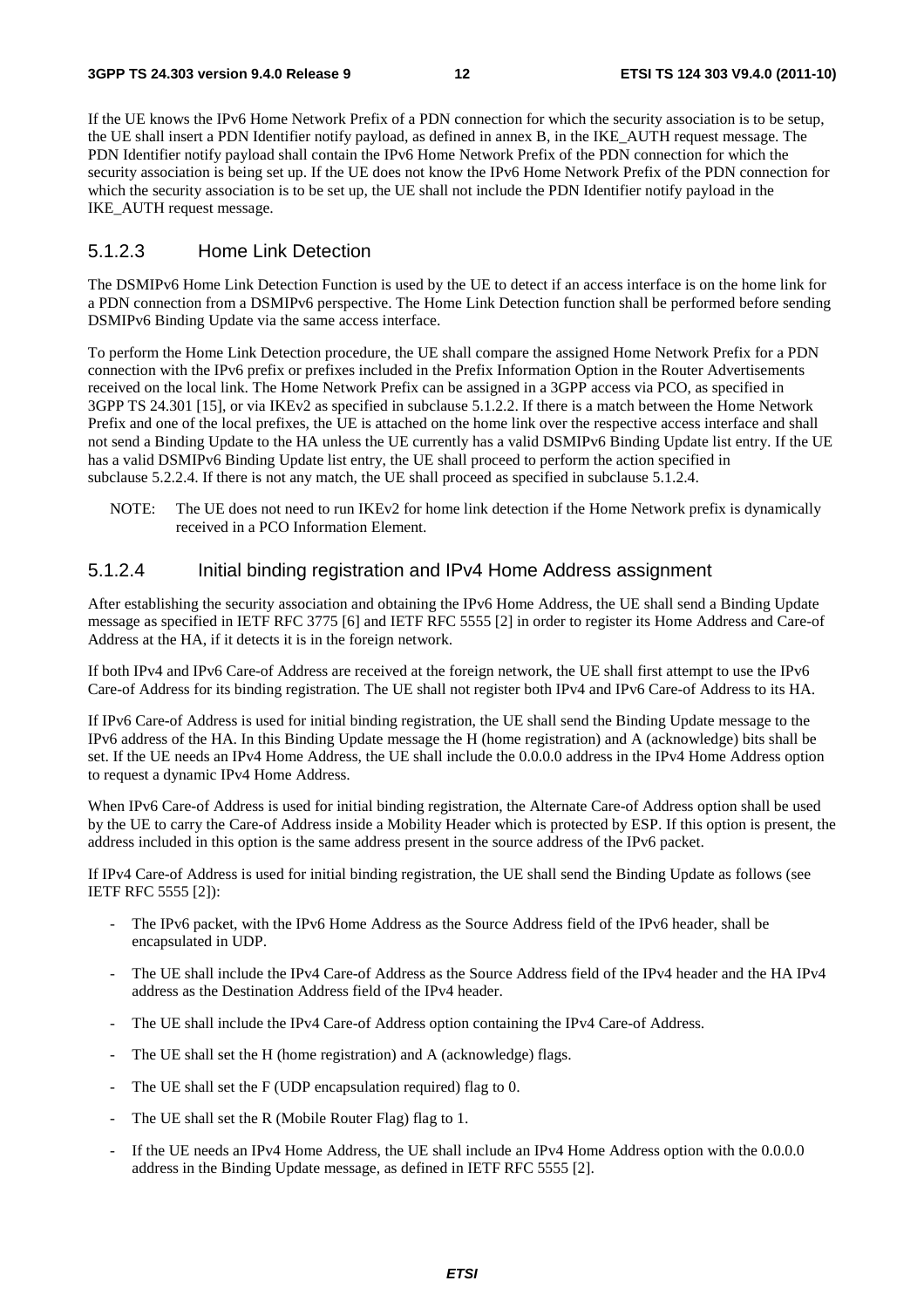If the UE knows the IPv6 Home Network Prefix of a PDN connection for which the security association is to be setup, the UE shall insert a PDN Identifier notify payload, as defined in annex B, in the IKE_AUTH request message. The PDN Identifier notify payload shall contain the IPv6 Home Network Prefix of the PDN connection for which the security association is being set up. If the UE does not know the IPv6 Home Network Prefix of the PDN connection for which the security association is to be set up, the UE shall not include the PDN Identifier notify payload in the IKE_AUTH request message.

#### 5.1.2.3 Home Link Detection

The DSMIPv6 Home Link Detection Function is used by the UE to detect if an access interface is on the home link for a PDN connection from a DSMIPv6 perspective. The Home Link Detection function shall be performed before sending DSMIPv6 Binding Update via the same access interface.

To perform the Home Link Detection procedure, the UE shall compare the assigned Home Network Prefix for a PDN connection with the IPv6 prefix or prefixes included in the Prefix Information Option in the Router Advertisements received on the local link. The Home Network Prefix can be assigned in a 3GPP access via PCO, as specified in 3GPP TS 24.301 [15], or via IKEv2 as specified in subclause 5.1.2.2. If there is a match between the Home Network Prefix and one of the local prefixes, the UE is attached on the home link over the respective access interface and shall not send a Binding Update to the HA unless the UE currently has a valid DSMIPv6 Binding Update list entry. If the UE has a valid DSMIPv6 Binding Update list entry, the UE shall proceed to perform the action specified in subclause 5.2.2.4. If there is not any match, the UE shall proceed as specified in subclause 5.1.2.4.

NOTE: The UE does not need to run IKEv2 for home link detection if the Home Network prefix is dynamically received in a PCO Information Element.

#### 5.1.2.4 Initial binding registration and IPv4 Home Address assignment

After establishing the security association and obtaining the IPv6 Home Address, the UE shall send a Binding Update message as specified in IETF RFC 3775 [6] and IETF RFC 5555 [2] in order to register its Home Address and Care-of Address at the HA, if it detects it is in the foreign network.

If both IPv4 and IPv6 Care-of Address are received at the foreign network, the UE shall first attempt to use the IPv6 Care-of Address for its binding registration. The UE shall not register both IPv4 and IPv6 Care-of Address to its HA.

If IPv6 Care-of Address is used for initial binding registration, the UE shall send the Binding Update message to the IPv6 address of the HA. In this Binding Update message the H (home registration) and A (acknowledge) bits shall be set. If the UE needs an IPv4 Home Address, the UE shall include the 0.0.0.0 address in the IPv4 Home Address option to request a dynamic IPv4 Home Address.

When IPv6 Care-of Address is used for initial binding registration, the Alternate Care-of Address option shall be used by the UE to carry the Care-of Address inside a Mobility Header which is protected by ESP. If this option is present, the address included in this option is the same address present in the source address of the IPv6 packet.

If IPv4 Care-of Address is used for initial binding registration, the UE shall send the Binding Update as follows (see IETF RFC 5555 [2]):

- The IPv6 packet, with the IPv6 Home Address as the Source Address field of the IPv6 header, shall be encapsulated in UDP.
- The UE shall include the IPv4 Care-of Address as the Source Address field of the IPv4 header and the HA IPv4 address as the Destination Address field of the IPv4 header.
- The UE shall include the IPv4 Care-of Address option containing the IPv4 Care-of Address.
- The UE shall set the H (home registration) and A (acknowledge) flags.
- The UE shall set the F (UDP encapsulation required) flag to 0.
- The UE shall set the R (Mobile Router Flag) flag to 1.
- If the UE needs an IPv4 Home Address, the UE shall include an IPv4 Home Address option with the 0.0.0.0 address in the Binding Update message, as defined in IETF RFC 5555 [2].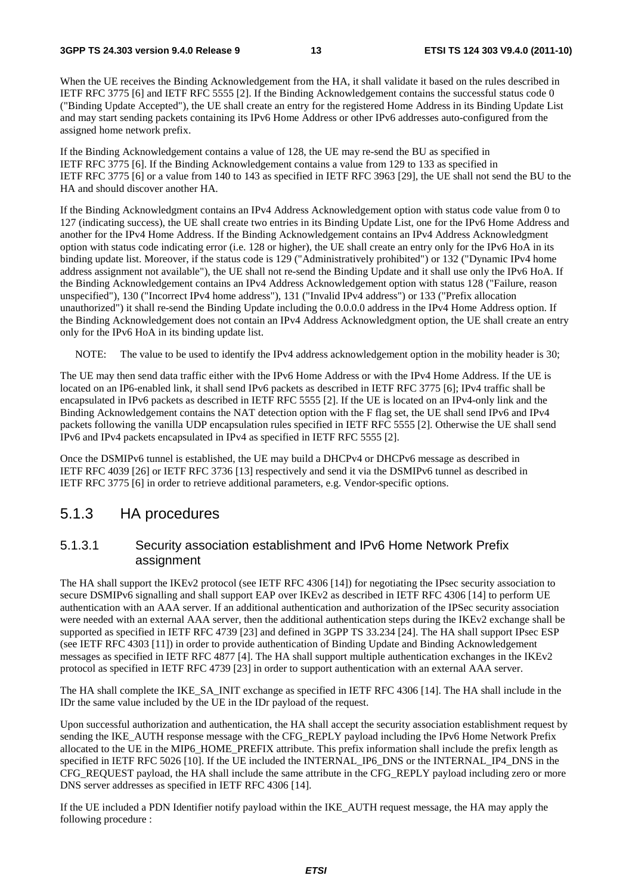When the UE receives the Binding Acknowledgement from the HA, it shall validate it based on the rules described in IETF RFC 3775 [6] and IETF RFC 5555 [2]. If the Binding Acknowledgement contains the successful status code 0 ("Binding Update Accepted"), the UE shall create an entry for the registered Home Address in its Binding Update List and may start sending packets containing its IPv6 Home Address or other IPv6 addresses auto-configured from the assigned home network prefix.

If the Binding Acknowledgement contains a value of 128, the UE may re-send the BU as specified in IETF RFC 3775 [6]. If the Binding Acknowledgement contains a value from 129 to 133 as specified in IETF RFC 3775 [6] or a value from 140 to 143 as specified in IETF RFC 3963 [29], the UE shall not send the BU to the HA and should discover another HA.

If the Binding Acknowledgment contains an IPv4 Address Acknowledgement option with status code value from 0 to 127 (indicating success), the UE shall create two entries in its Binding Update List, one for the IPv6 Home Address and another for the IPv4 Home Address. If the Binding Acknowledgement contains an IPv4 Address Acknowledgment option with status code indicating error (i.e. 128 or higher), the UE shall create an entry only for the IPv6 HoA in its binding update list. Moreover, if the status code is 129 ("Administratively prohibited") or 132 ("Dynamic IPv4 home address assignment not available"), the UE shall not re-send the Binding Update and it shall use only the IPv6 HoA. If the Binding Acknowledgement contains an IPv4 Address Acknowledgement option with status 128 ("Failure, reason unspecified"), 130 ("Incorrect IPv4 home address"), 131 ("Invalid IPv4 address") or 133 ("Prefix allocation unauthorized") it shall re-send the Binding Update including the 0.0.0.0 address in the IPv4 Home Address option. If the Binding Acknowledgement does not contain an IPv4 Address Acknowledgment option, the UE shall create an entry only for the IPv6 HoA in its binding update list.

NOTE: The value to be used to identify the IPv4 address acknowledgement option in the mobility header is 30;

The UE may then send data traffic either with the IPv6 Home Address or with the IPv4 Home Address. If the UE is located on an IP6-enabled link, it shall send IPv6 packets as described in IETF RFC 3775 [6]; IPv4 traffic shall be encapsulated in IPv6 packets as described in IETF RFC 5555 [2]. If the UE is located on an IPv4-only link and the Binding Acknowledgement contains the NAT detection option with the F flag set, the UE shall send IPv6 and IPv4 packets following the vanilla UDP encapsulation rules specified in IETF RFC 5555 [2]. Otherwise the UE shall send IPv6 and IPv4 packets encapsulated in IPv4 as specified in IETF RFC 5555 [2].

Once the DSMIPv6 tunnel is established, the UE may build a DHCPv4 or DHCPv6 message as described in IETF RFC 4039 [26] or IETF RFC 3736 [13] respectively and send it via the DSMIPv6 tunnel as described in IETF RFC 3775 [6] in order to retrieve additional parameters, e.g. Vendor-specific options.

## 5.1.3 HA procedures

### 5.1.3.1 Security association establishment and IPv6 Home Network Prefix assignment

The HA shall support the IKEv2 protocol (see IETF RFC 4306 [14]) for negotiating the IPsec security association to secure DSMIPv6 signalling and shall support EAP over IKEv2 as described in IETF RFC 4306 [14] to perform UE authentication with an AAA server. If an additional authentication and authorization of the IPSec security association were needed with an external AAA server, then the additional authentication steps during the IKEv2 exchange shall be supported as specified in IETF RFC 4739 [23] and defined in 3GPP TS 33.234 [24]. The HA shall support IPsec ESP (see IETF RFC 4303 [11]) in order to provide authentication of Binding Update and Binding Acknowledgement messages as specified in IETF RFC 4877 [4]. The HA shall support multiple authentication exchanges in the IKEv2 protocol as specified in IETF RFC 4739 [23] in order to support authentication with an external AAA server.

The HA shall complete the IKE_SA_INIT exchange as specified in IETF RFC 4306 [14]. The HA shall include in the IDr the same value included by the UE in the IDr payload of the request.

Upon successful authorization and authentication, the HA shall accept the security association establishment request by sending the IKE_AUTH response message with the CFG_REPLY payload including the IPv6 Home Network Prefix allocated to the UE in the MIP6_HOME_PREFIX attribute. This prefix information shall include the prefix length as specified in IETF RFC 5026 [10]. If the UE included the INTERNAL_IP6_DNS or the INTERNAL_IP4_DNS in the CFG_REQUEST payload, the HA shall include the same attribute in the CFG_REPLY payload including zero or more DNS server addresses as specified in IETF RFC 4306 [14].

If the UE included a PDN Identifier notify payload within the IKE_AUTH request message, the HA may apply the following procedure :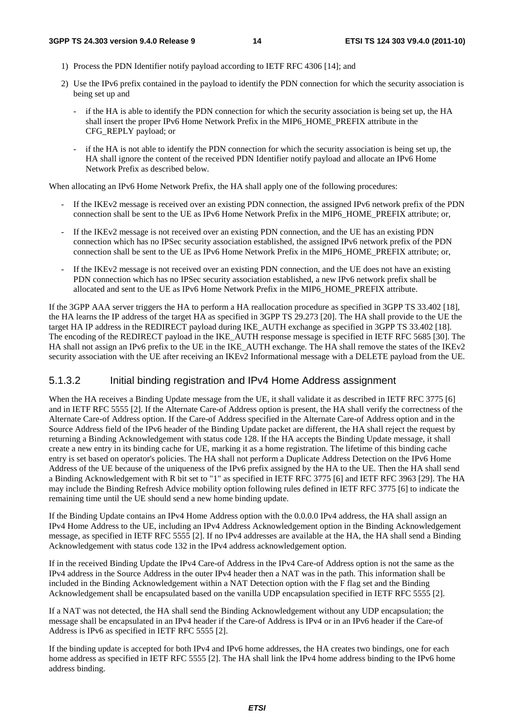1) Process the PDN Identifier notify payload according to IETF RFC 4306 [14]; and

2) Use the IPv6 prefix contained in the payload to identify the PDN connection for which the security association is being set up and

   - if the HA is able to identify the PDN connection for which the security association is being set up, the HA shall insert the proper IPv6 Home Network Prefix in the MIP6_HOME_PREFIX attribute in the CFG_REPLY payload; or

   - if the HA is not able to identify the PDN connection for which the security association is being set up, the HA shall ignore the content of the received PDN Identifier notify payload and allocate an IPv6 Home Network Prefix as described below.

When allocating an IPv6 Home Network Prefix, the HA shall apply one of the following procedures:

- If the IKEv2 message is received over an existing PDN connection, the assigned IPv6 network prefix of the PDN connection shall be sent to the UE as IPv6 Home Network Prefix in the MIP6_HOME_PREFIX attribute; or,

- If the IKEv2 message is not received over an existing PDN connection, and the UE has an existing PDN connection which has no IPSec security association established, the assigned IPv6 network prefix of the PDN connection shall be sent to the UE as IPv6 Home Network Prefix in the MIP6_HOME_PREFIX attribute; or,

- If the IKEv2 message is not received over an existing PDN connection, and the UE does not have an existing PDN connection which has no IPSec security association established, a new IPv6 network prefix shall be allocated and sent to the UE as IPv6 Home Network Prefix in the MIP6_HOME_PREFIX attribute.

If the 3GPP AAA server triggers the HA to perform a HA reallocation procedure as specified in 3GPP TS 33.402 [18], the HA learns the IP address of the target HA as specified in 3GPP TS 29.273 [20]. The HA shall provide to the UE the target HA IP address in the REDIRECT payload during IKE_AUTH exchange as specified in 3GPP TS 33.402 [18]. The encoding of the REDIRECT payload in the IKE_AUTH response message is specified in IETF RFC 5685 [30]. The HA shall not assign an IPv6 prefix to the UE in the IKE_AUTH exchange. The HA shall remove the states of the IKEv2 security association with the UE after receiving an IKEv2 Informational message with a DELETE payload from the UE.

### 5.1.3.2 Initial binding registration and IPv4 Home Address assignment

When the HA receives a Binding Update message from the UE, it shall validate it as described in IETF RFC 3775 [6] and in IETF RFC 5555 [2]. If the Alternate Care-of Address option is present, the HA shall verify the correctness of the Alternate Care-of Address option. If the Care-of Address specified in the Alternate Care-of Address option and in the Source Address field of the IPv6 header of the Binding Update packet are different, the HA shall reject the request by returning a Binding Acknowledgement with status code 128. If the HA accepts the Binding Update message, it shall create a new entry in its binding cache for UE, marking it as a home registration. The lifetime of this binding cache entry is set based on operator's policies. The HA shall not perform a Duplicate Address Detection on the IPv6 Home Address of the UE because of the uniqueness of the IPv6 prefix assigned by the HA to the UE. Then the HA shall send a Binding Acknowledgement with R bit set to "1" as specified in IETF RFC 3775 [6] and IETF RFC 3963 [29]. The HA may include the Binding Refresh Advice mobility option following rules defined in IETF RFC 3775 [6] to indicate the remaining time until the UE should send a new home binding update.

If the Binding Update contains an IPv4 Home Address option with the 0.0.0.0 IPv4 address, the HA shall assign an IPv4 Home Address to the UE, including an IPv4 Address Acknowledgement option in the Binding Acknowledgement message, as specified in IETF RFC 5555 [2]. If no IPv4 addresses are available at the HA, the HA shall send a Binding Acknowledgement with status code 132 in the IPv4 address acknowledgement option.

If in the received Binding Update the IPv4 Care-of Address in the IPv4 Care-of Address option is not the same as the IPv4 address in the Source Address in the outer IPv4 header then a NAT was in the path. This information shall be included in the Binding Acknowledgement within a NAT Detection option with the F flag set and the Binding Acknowledgement shall be encapsulated based on the vanilla UDP encapsulation specified in IETF RFC 5555 [2].

If a NAT was not detected, the HA shall send the Binding Acknowledgement without any UDP encapsulation; the message shall be encapsulated in an IPv4 header if the Care-of Address is IPv4 or in an IPv6 header if the Care-of Address is IPv6 as specified in IETF RFC 5555 [2].

If the binding update is accepted for both IPv4 and IPv6 home addresses, the HA creates two bindings, one for each home address as specified in IETF RFC 5555 [2]. The HA shall link the IPv4 home address binding to the IPv6 home address binding.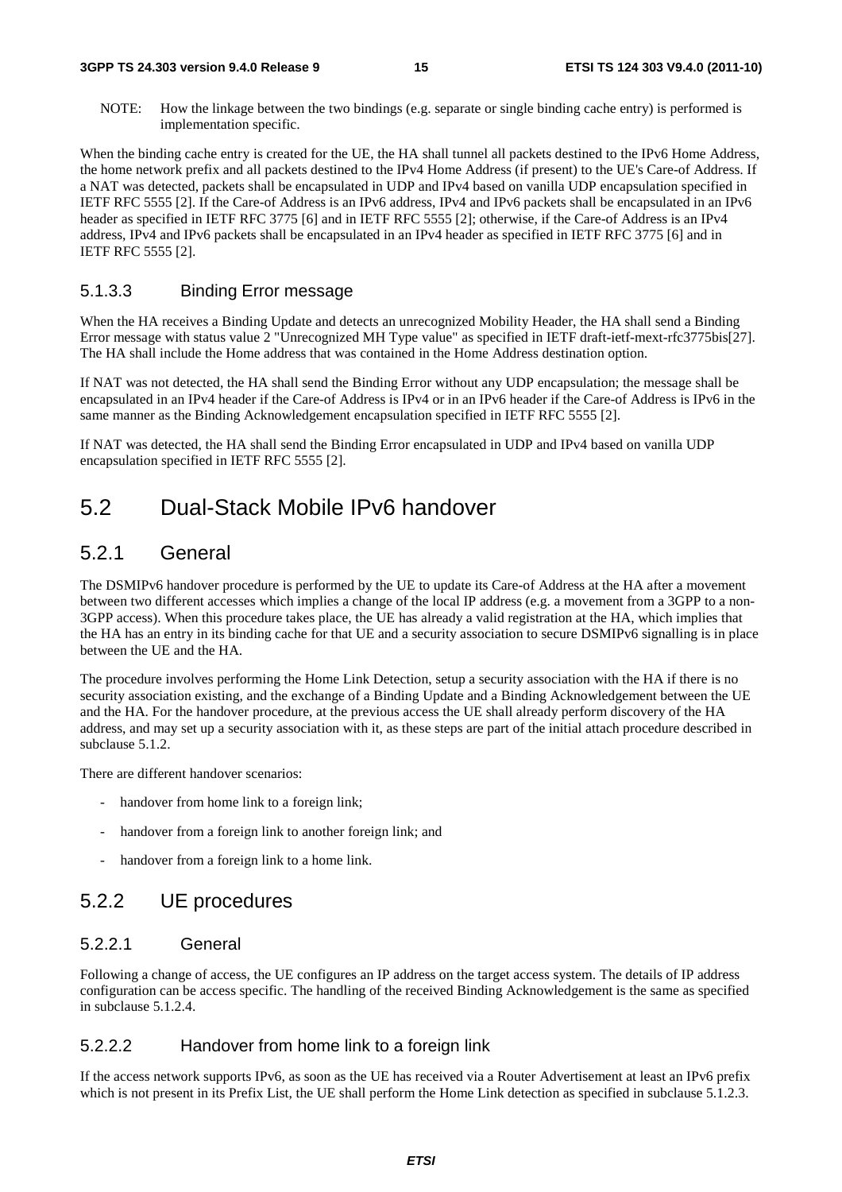NOTE: How the linkage between the two bindings (e.g. separate or single binding cache entry) is performed is implementation specific.

When the binding cache entry is created for the UE, the HA shall tunnel all packets destined to the IPv6 Home Address, the home network prefix and all packets destined to the IPv4 Home Address (if present) to the UE's Care-of Address. If a NAT was detected, packets shall be encapsulated in UDP and IPv4 based on vanilla UDP encapsulation specified in IETF RFC 5555 [2]. If the Care-of Address is an IPv6 address, IPv4 and IPv6 packets shall be encapsulated in an IPv6 header as specified in IETF RFC 3775 [6] and in IETF RFC 5555 [2]; otherwise, if the Care-of Address is an IPv4 address, IPv4 and IPv6 packets shall be encapsulated in an IPv4 header as specified in IETF RFC 3775 [6] and in IETF RFC 5555 [2].

#### 5.1.3.3 Binding Error message

When the HA receives a Binding Update and detects an unrecognized Mobility Header, the HA shall send a Binding Error message with status value 2 "Unrecognized MH Type value" as specified in IETF draft-ietf-mext-rfc3775bis[27]. The HA shall include the Home address that was contained in the Home Address destination option.

If NAT was not detected, the HA shall send the Binding Error without any UDP encapsulation; the message shall be encapsulated in an IPv4 header if the Care-of Address is IPv4 or in an IPv6 header if the Care-of Address is IPv6 in the same manner as the Binding Acknowledgement encapsulation specified in IETF RFC 5555 [2].

If NAT was detected, the HA shall send the Binding Error encapsulated in UDP and IPv4 based on vanilla UDP encapsulation specified in IETF RFC 5555 [2].

## 5.2 Dual-Stack Mobile IPv6 handover

### 5.2.1 General

The DSMIPv6 handover procedure is performed by the UE to update its Care-of Address at the HA after a movement between two different accesses which implies a change of the local IP address (e.g. a movement from a 3GPP to a non-3GPP access). When this procedure takes place, the UE has already a valid registration at the HA, which implies that the HA has an entry in its binding cache for that UE and a security association to secure DSMIPv6 signalling is in place between the UE and the HA.

The procedure involves performing the Home Link Detection, setup a security association with the HA if there is no security association existing, and the exchange of a Binding Update and a Binding Acknowledgement between the UE and the HA. For the handover procedure, at the previous access the UE shall already perform discovery of the HA address, and may set up a security association with it, as these steps are part of the initial attach procedure described in subclause 5.1.2.

There are different handover scenarios:

- handover from home link to a foreign link;
- handover from a foreign link to another foreign link; and
- handover from a foreign link to a home link.

### 5.2.2 UE procedures

#### 5.2.2.1 General

Following a change of access, the UE configures an IP address on the target access system. The details of IP address configuration can be access specific. The handling of the received Binding Acknowledgement is the same as specified in subclause 5.1.2.4.

#### 5.2.2.2 Handover from home link to a foreign link

If the access network supports IPv6, as soon as the UE has received via a Router Advertisement at least an IPv6 prefix which is not present in its Prefix List, the UE shall perform the Home Link detection as specified in subclause 5.1.2.3.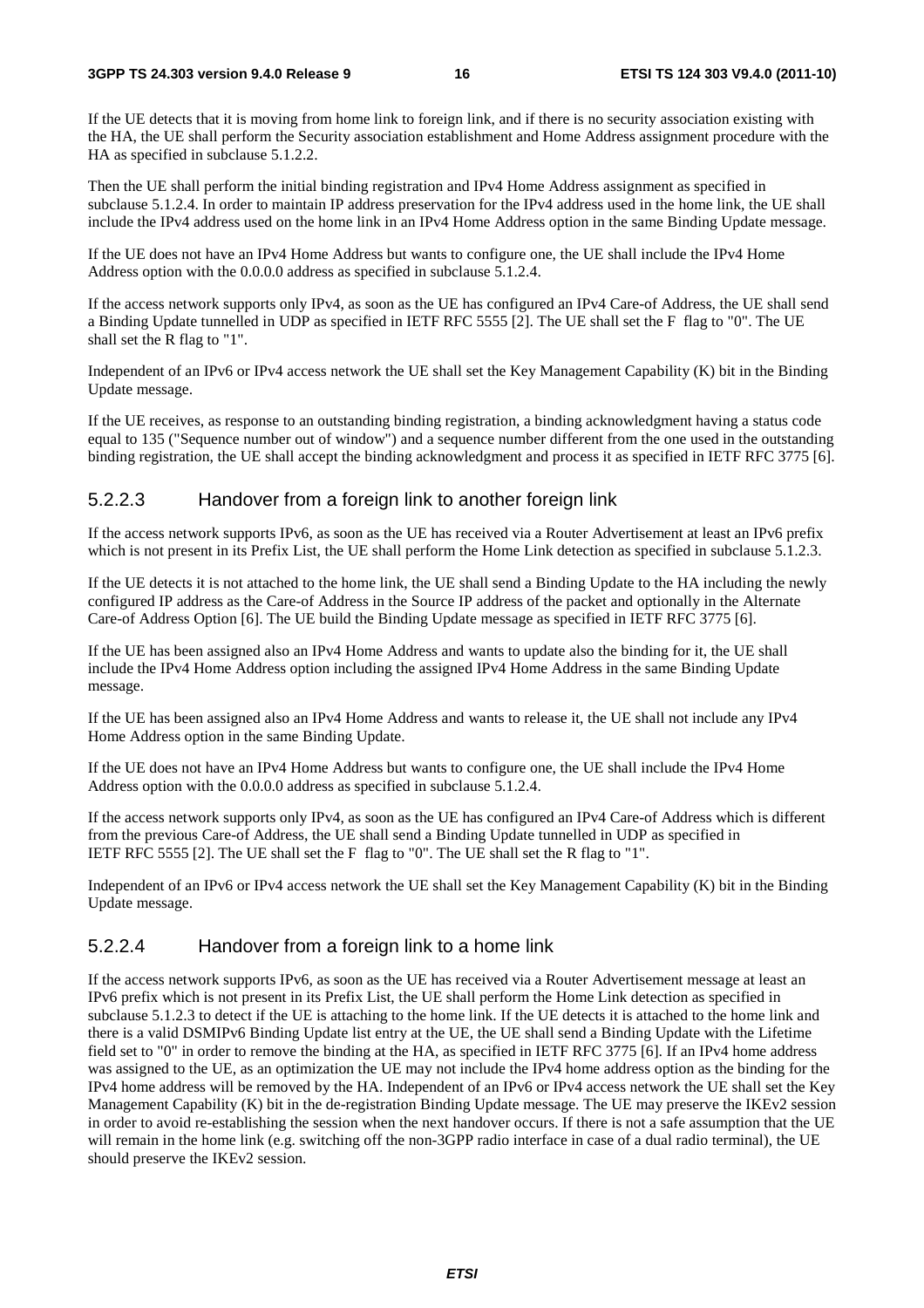If the UE detects that it is moving from home link to foreign link, and if there is no security association existing with the HA, the UE shall perform the Security association establishment and Home Address assignment procedure with the HA as specified in subclause 5.1.2.2.

Then the UE shall perform the initial binding registration and IPv4 Home Address assignment as specified in subclause 5.1.2.4. In order to maintain IP address preservation for the IPv4 address used in the home link, the UE shall include the IPv4 address used on the home link in an IPv4 Home Address option in the same Binding Update message.

If the UE does not have an IPv4 Home Address but wants to configure one, the UE shall include the IPv4 Home Address option with the 0.0.0.0 address as specified in subclause 5.1.2.4.

If the access network supports only IPv4, as soon as the UE has configured an IPv4 Care-of Address, the UE shall send a Binding Update tunnelled in UDP as specified in IETF RFC 5555 [2]. The UE shall set the F flag to "0". The UE shall set the R flag to "1".

Independent of an IPv6 or IPv4 access network the UE shall set the Key Management Capability (K) bit in the Binding Update message.

If the UE receives, as response to an outstanding binding registration, a binding acknowledgment having a status code equal to 135 ("Sequence number out of window") and a sequence number different from the one used in the outstanding binding registration, the UE shall accept the binding acknowledgment and process it as specified in IETF RFC 3775 [6].

### 5.2.2.3 Handover from a foreign link to another foreign link

If the access network supports IPv6, as soon as the UE has received via a Router Advertisement at least an IPv6 prefix which is not present in its Prefix List, the UE shall perform the Home Link detection as specified in subclause 5.1.2.3.

If the UE detects it is not attached to the home link, the UE shall send a Binding Update to the HA including the newly configured IP address as the Care-of Address in the Source IP address of the packet and optionally in the Alternate Care-of Address Option [6]. The UE build the Binding Update message as specified in IETF RFC 3775 [6].

If the UE has been assigned also an IPv4 Home Address and wants to update also the binding for it, the UE shall include the IPv4 Home Address option including the assigned IPv4 Home Address in the same Binding Update message.

If the UE has been assigned also an IPv4 Home Address and wants to release it, the UE shall not include any IPv4 Home Address option in the same Binding Update.

If the UE does not have an IPv4 Home Address but wants to configure one, the UE shall include the IPv4 Home Address option with the 0.0.0.0 address as specified in subclause 5.1.2.4.

If the access network supports only IPv4, as soon as the UE has configured an IPv4 Care-of Address which is different from the previous Care-of Address, the UE shall send a Binding Update tunnelled in UDP as specified in IETF RFC 5555 [2]. The UE shall set the F flag to "0". The UE shall set the R flag to "1".

Independent of an IPv6 or IPv4 access network the UE shall set the Key Management Capability (K) bit in the Binding Update message.

### 5.2.2.4 Handover from a foreign link to a home link

If the access network supports IPv6, as soon as the UE has received via a Router Advertisement message at least an IPv6 prefix which is not present in its Prefix List, the UE shall perform the Home Link detection as specified in subclause 5.1.2.3 to detect if the UE is attaching to the home link. If the UE detects it is attached to the home link and there is a valid DSMIPv6 Binding Update list entry at the UE, the UE shall send a Binding Update with the Lifetime field set to "0" in order to remove the binding at the HA, as specified in IETF RFC 3775 [6]. If an IPv4 home address was assigned to the UE, as an optimization the UE may not include the IPv4 home address option as the binding for the IPv4 home address will be removed by the HA. Independent of an IPv6 or IPv4 access network the UE shall set the Key Management Capability (K) bit in the de-registration Binding Update message. The UE may preserve the IKEv2 session in order to avoid re-establishing the session when the next handover occurs. If there is not a safe assumption that the UE will remain in the home link (e.g. switching off the non-3GPP radio interface in case of a dual radio terminal), the UE should preserve the IKEv2 session.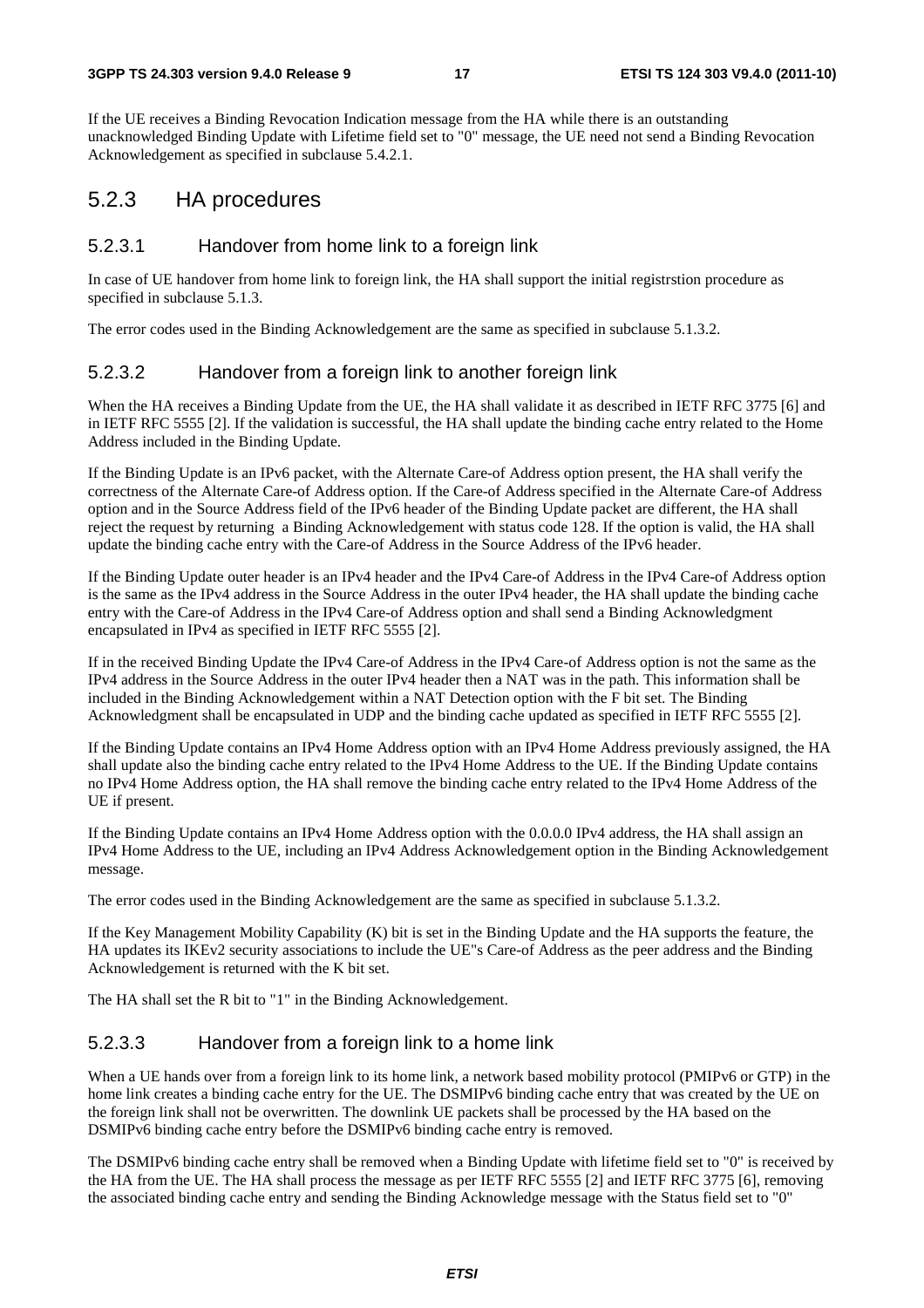If the UE receives a Binding Revocation Indication message from the HA while there is an outstanding unacknowledged Binding Update with Lifetime field set to "0" message, the UE need not send a Binding Revocation Acknowledgement as specified in subclause 5.4.2.1.

## 5.2.3 HA procedures

### 5.2.3.1 Handover from home link to a foreign link

In case of UE handover from home link to foreign link, the HA shall support the initial registrstion procedure as specified in subclause 5.1.3.

The error codes used in the Binding Acknowledgement are the same as specified in subclause 5.1.3.2.

### 5.2.3.2 Handover from a foreign link to another foreign link

When the HA receives a Binding Update from the UE, the HA shall validate it as described in IETF RFC 3775 [6] and in IETF RFC 5555 [2]. If the validation is successful, the HA shall update the binding cache entry related to the Home Address included in the Binding Update.

If the Binding Update is an IPv6 packet, with the Alternate Care-of Address option present, the HA shall verify the correctness of the Alternate Care-of Address option. If the Care-of Address specified in the Alternate Care-of Address option and in the Source Address field of the IPv6 header of the Binding Update packet are different, the HA shall reject the request by returning a Binding Acknowledgement with status code 128. If the option is valid, the HA shall update the binding cache entry with the Care-of Address in the Source Address of the IPv6 header.

If the Binding Update outer header is an IPv4 header and the IPv4 Care-of Address in the IPv4 Care-of Address option is the same as the IPv4 address in the Source Address in the outer IPv4 header, the HA shall update the binding cache entry with the Care-of Address in the IPv4 Care-of Address option and shall send a Binding Acknowledgment encapsulated in IPv4 as specified in IETF RFC 5555 [2].

If in the received Binding Update the IPv4 Care-of Address in the IPv4 Care-of Address option is not the same as the IPv4 address in the Source Address in the outer IPv4 header then a NAT was in the path. This information shall be included in the Binding Acknowledgement within a NAT Detection option with the F bit set. The Binding Acknowledgment shall be encapsulated in UDP and the binding cache updated as specified in IETF RFC 5555 [2].

If the Binding Update contains an IPv4 Home Address option with an IPv4 Home Address previously assigned, the HA shall update also the binding cache entry related to the IPv4 Home Address to the UE. If the Binding Update contains no IPv4 Home Address option, the HA shall remove the binding cache entry related to the IPv4 Home Address of the UE if present.

If the Binding Update contains an IPv4 Home Address option with the 0.0.0.0 IPv4 address, the HA shall assign an IPv4 Home Address to the UE, including an IPv4 Address Acknowledgement option in the Binding Acknowledgement message.

The error codes used in the Binding Acknowledgement are the same as specified in subclause 5.1.3.2.

If the Key Management Mobility Capability (K) bit is set in the Binding Update and the HA supports the feature, the HA updates its IKEv2 security associations to include the UE"s Care-of Address as the peer address and the Binding Acknowledgement is returned with the K bit set.

The HA shall set the R bit to "1" in the Binding Acknowledgement.

### 5.2.3.3 Handover from a foreign link to a home link

When a UE hands over from a foreign link to its home link, a network based mobility protocol (PMIPv6 or GTP) in the home link creates a binding cache entry for the UE. The DSMIPv6 binding cache entry that was created by the UE on the foreign link shall not be overwritten. The downlink UE packets shall be processed by the HA based on the DSMIPv6 binding cache entry before the DSMIPv6 binding cache entry is removed.

The DSMIPv6 binding cache entry shall be removed when a Binding Update with lifetime field set to "0" is received by the HA from the UE. The HA shall process the message as per IETF RFC 5555 [2] and IETF RFC 3775 [6], removing the associated binding cache entry and sending the Binding Acknowledge message with the Status field set to "0"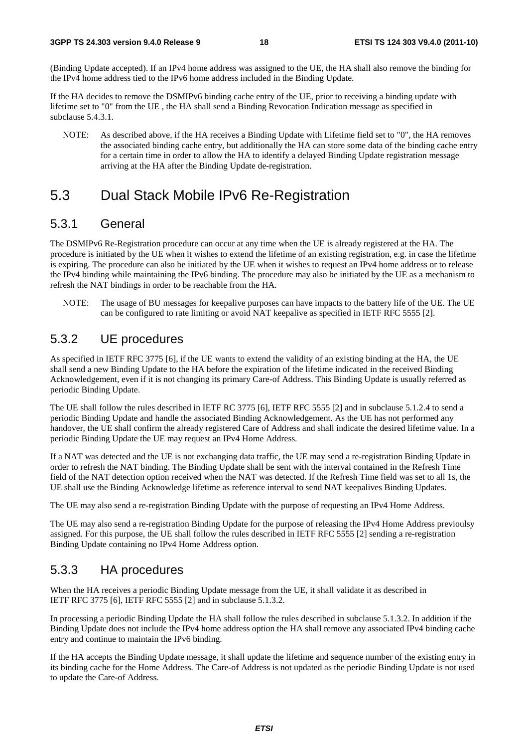(Binding Update accepted). If an IPv4 home address was assigned to the UE, the HA shall also remove the binding for the IPv4 home address tied to the IPv6 home address included in the Binding Update.

If the HA decides to remove the DSMIPv6 binding cache entry of the UE, prior to receiving a binding update with lifetime set to "0" from the UE , the HA shall send a Binding Revocation Indication message as specified in subclause 5.4.3.1.

NOTE: As described above, if the HA receives a Binding Update with Lifetime field set to "0", the HA removes the associated binding cache entry, but additionally the HA can store some data of the binding cache entry for a certain time in order to allow the HA to identify a delayed Binding Update registration message arriving at the HA after the Binding Update de-registration.

# 5.3 Dual Stack Mobile IPv6 Re-Registration

## 5.3.1 General

The DSMIPv6 Re-Registration procedure can occur at any time when the UE is already registered at the HA. The procedure is initiated by the UE when it wishes to extend the lifetime of an existing registration, e.g. in case the lifetime is expiring. The procedure can also be initiated by the UE when it wishes to request an IPv4 home address or to release the IPv4 binding while maintaining the IPv6 binding. The procedure may also be initiated by the UE as a mechanism to refresh the NAT bindings in order to be reachable from the HA.

NOTE: The usage of BU messages for keepalive purposes can have impacts to the battery life of the UE. The UE can be configured to rate limiting or avoid NAT keepalive as specified in IETF RFC 5555 [2].

## 5.3.2 UE procedures

As specified in IETF RFC 3775 [6], if the UE wants to extend the validity of an existing binding at the HA, the UE shall send a new Binding Update to the HA before the expiration of the lifetime indicated in the received Binding Acknowledgement, even if it is not changing its primary Care-of Address. This Binding Update is usually referred as periodic Binding Update.

The UE shall follow the rules described in IETF RC 3775 [6], IETF RFC 5555 [2] and in subclause 5.1.2.4 to send a periodic Binding Update and handle the associated Binding Acknowledgement. As the UE has not performed any handover, the UE shall confirm the already registered Care of Address and shall indicate the desired lifetime value. In a periodic Binding Update the UE may request an IPv4 Home Address.

If a NAT was detected and the UE is not exchanging data traffic, the UE may send a re-registration Binding Update in order to refresh the NAT binding. The Binding Update shall be sent with the interval contained in the Refresh Time field of the NAT detection option received when the NAT was detected. If the Refresh Time field was set to all 1s, the UE shall use the Binding Acknowledge lifetime as reference interval to send NAT keepalives Binding Updates.

The UE may also send a re-registration Binding Update with the purpose of requesting an IPv4 Home Address.

The UE may also send a re-registration Binding Update for the purpose of releasing the IPv4 Home Address previoulsy assigned. For this purpose, the UE shall follow the rules described in IETF RFC 5555 [2] sending a re-registration Binding Update containing no IPv4 Home Address option.

## 5.3.3 HA procedures

When the HA receives a periodic Binding Update message from the UE, it shall validate it as described in IETF RFC 3775 [6], IETF RFC 5555 [2] and in subclause 5.1.3.2.

In processing a periodic Binding Update the HA shall follow the rules described in subclause 5.1.3.2. In addition if the Binding Update does not include the IPv4 home address option the HA shall remove any associated IPv4 binding cache entry and continue to maintain the IPv6 binding.

If the HA accepts the Binding Update message, it shall update the lifetime and sequence number of the existing entry in its binding cache for the Home Address. The Care-of Address is not updated as the periodic Binding Update is not used to update the Care-of Address.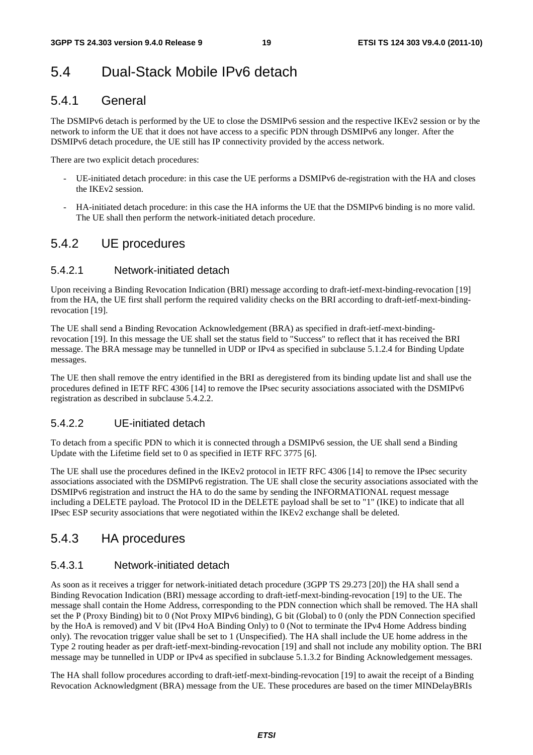# 5.4 Dual-Stack Mobile IPv6 detach

## 5.4.1 General

The DSMIPv6 detach is performed by the UE to close the DSMIPv6 session and the respective IKEv2 session or by the network to inform the UE that it does not have access to a specific PDN through DSMIPv6 any longer. After the DSMIPv6 detach procedure, the UE still has IP connectivity provided by the access network.

There are two explicit detach procedures:

- UE-initiated detach procedure: in this case the UE performs a DSMIPv6 de-registration with the HA and closes the IKEv2 session.
- HA-initiated detach procedure: in this case the HA informs the UE that the DSMIPv6 binding is no more valid. The UE shall then perform the network-initiated detach procedure.

## 5.4.2 UE procedures

### 5.4.2.1 Network-initiated detach

Upon receiving a Binding Revocation Indication (BRI) message according to draft-ietf-mext-binding-revocation [19] from the HA, the UE first shall perform the required validity checks on the BRI according to draft-ietf-mext-binding-revocation [19].

The UE shall send a Binding Revocation Acknowledgement (BRA) as specified in draft-ietf-mext-binding-revocation [19]. In this message the UE shall set the status field to "Success" to reflect that it has received the BRI message. The BRA message may be tunnelled in UDP or IPv4 as specified in subclause 5.1.2.4 for Binding Update messages.

The UE then shall remove the entry identified in the BRI as deregistered from its binding update list and shall use the procedures defined in IETF RFC 4306 [14] to remove the IPsec security associations associated with the DSMIPv6 registration as described in subclause 5.4.2.2.

### 5.4.2.2 UE-initiated detach

To detach from a specific PDN to which it is connected through a DSMIPv6 session, the UE shall send a Binding Update with the Lifetime field set to 0 as specified in IETF RFC 3775 [6].

The UE shall use the procedures defined in the IKEv2 protocol in IETF RFC 4306 [14] to remove the IPsec security associations associated with the DSMIPv6 registration. The UE shall close the security associations associated with the DSMIPv6 registration and instruct the HA to do the same by sending the INFORMATIONAL request message including a DELETE payload. The Protocol ID in the DELETE payload shall be set to "1" (IKE) to indicate that all IPsec ESP security associations that were negotiated within the IKEv2 exchange shall be deleted.

## 5.4.3 HA procedures

### 5.4.3.1 Network-initiated detach

As soon as it receives a trigger for network-initiated detach procedure (3GPP TS 29.273 [20]) the HA shall send a Binding Revocation Indication (BRI) message according to draft-ietf-mext-binding-revocation [19] to the UE. The message shall contain the Home Address, corresponding to the PDN connection which shall be removed. The HA shall set the P (Proxy Binding) bit to 0 (Not Proxy MIPv6 binding), G bit (Global) to 0 (only the PDN Connection specified by the HoA is removed) and V bit (IPv4 HoA Binding Only) to 0 (Not to terminate the IPv4 Home Address binding only). The revocation trigger value shall be set to 1 (Unspecified). The HA shall include the UE home address in the Type 2 routing header as per draft-ietf-mext-binding-revocation [19] and shall not include any mobility option. The BRI message may be tunnelled in UDP or IPv4 as specified in subclause 5.1.3.2 for Binding Acknowledgement messages.

The HA shall follow procedures according to draft-ietf-mext-binding-revocation [19] to await the receipt of a Binding Revocation Acknowledgment (BRA) message from the UE. These procedures are based on the timer MINDelayBRIs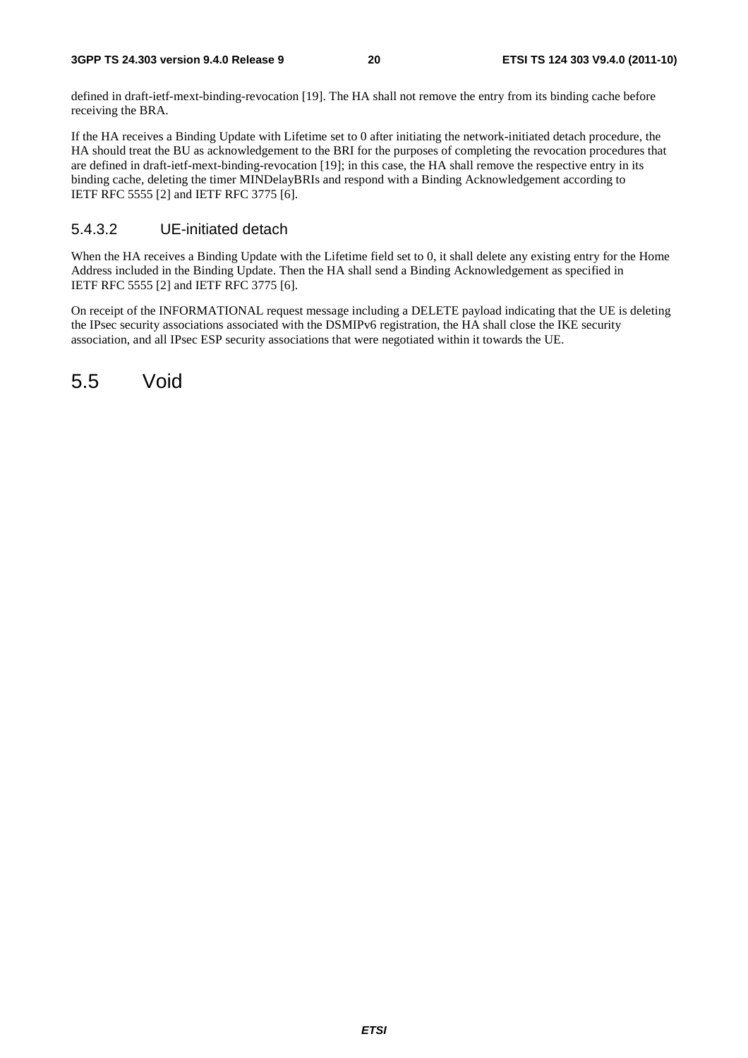defined in draft-ietf-mext-binding-revocation [19]. The HA shall not remove the entry from its binding cache before receiving the BRA.

If the HA receives a Binding Update with Lifetime set to 0 after initiating the network-initiated detach procedure, the HA should treat the BU as acknowledgement to the BRI for the purposes of completing the revocation procedures that are defined in draft-ietf-mext-binding-revocation [19]; in this case, the HA shall remove the respective entry in its binding cache, deleting the timer MINDelayBRIs and respond with a Binding Acknowledgement according to IETF RFC 5555 [2] and IETF RFC 3775 [6].

#### 5.4.3.2 UE-initiated detach

When the HA receives a Binding Update with the Lifetime field set to 0, it shall delete any existing entry for the Home Address included in the Binding Update. Then the HA shall send a Binding Acknowledgement as specified in IETF RFC 5555 [2] and IETF RFC 3775 [6].

On receipt of the INFORMATIONAL request message including a DELETE payload indicating that the UE is deleting the IPsec security associations associated with the DSMIPv6 registration, the HA shall close the IKE security association, and all IPsec ESP security associations that were negotiated within it towards the UE.

## 5.5 Void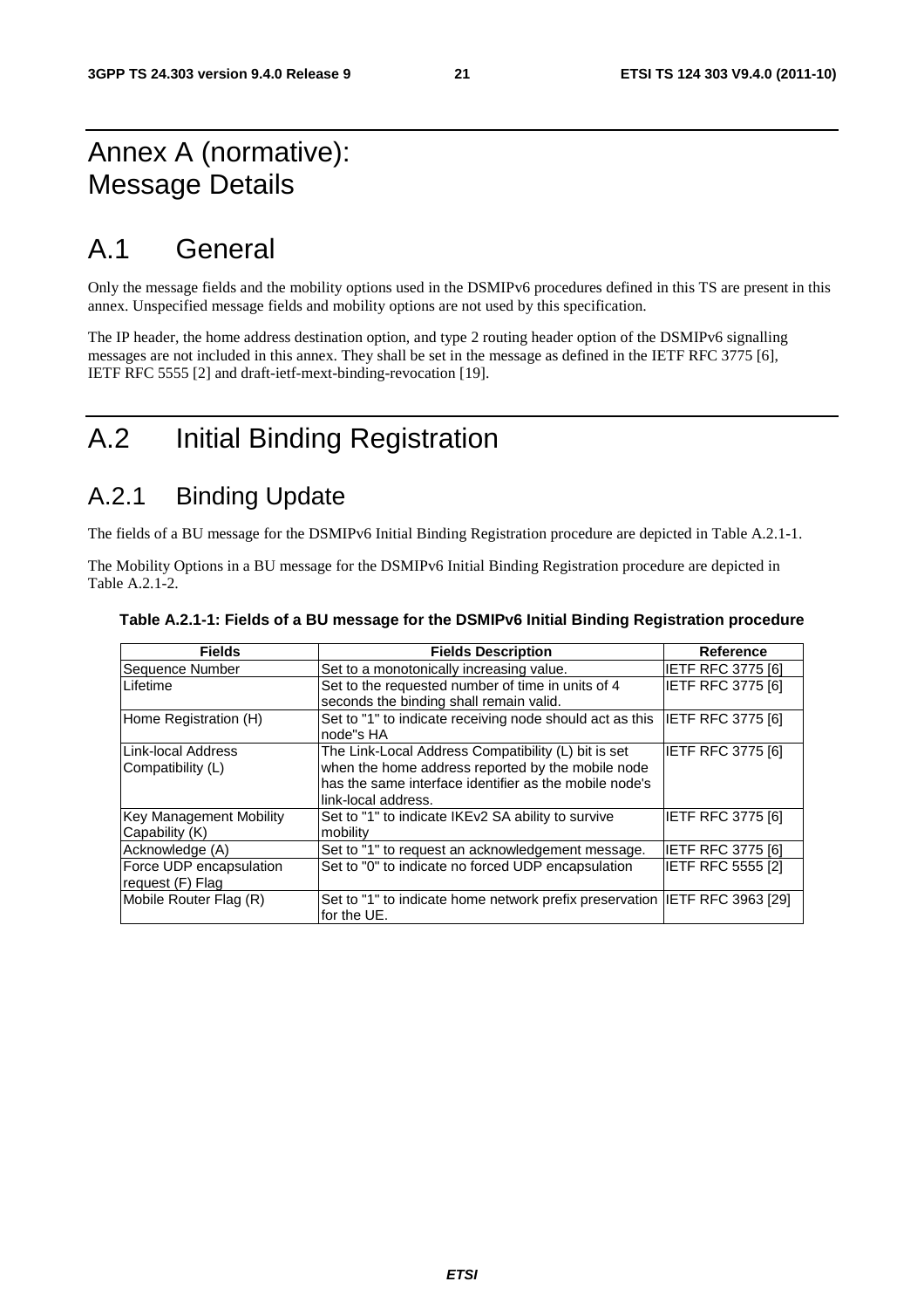# Annex A (normative): Message Details

# A.1 General

Only the message fields and the mobility options used in the DSMIPv6 procedures defined in this TS are present in this annex. Unspecified message fields and mobility options are not used by this specification.

The IP header, the home address destination option, and type 2 routing header option of the DSMIPv6 signalling messages are not included in this annex. They shall be set in the message as defined in the IETF RFC 3775 [6], IETF RFC 5555 [2] and draft-ietf-mext-binding-revocation [19].

# A.2 Initial Binding Registration

## A.2.1 Binding Update

The fields of a BU message for the DSMIPv6 Initial Binding Registration procedure are depicted in Table A.2.1-1.

The Mobility Options in a BU message for the DSMIPv6 Initial Binding Registration procedure are depicted in Table A.2.1-2.

**Table A.2.1-1: Fields of a BU message for the DSMIPv6 Initial Binding Registration procedure**

| Fields | Fields Description | Reference |
|---|---|---|
| Sequence Number | Set to a monotonically increasing value. | IETF RFC 3775 [6] |
| Lifetime | Set to the requested number of time in units of 4 seconds the binding shall remain valid. | IETF RFC 3775 [6] |
| Home Registration (H) | Set to "1" to indicate receiving node should act as this node"s HA | IETF RFC 3775 [6] |
| Link-local Address Compatibility (L) | The Link-Local Address Compatibility (L) bit is set when the home address reported by the mobile node has the same interface identifier as the mobile node's link-local address. | IETF RFC 3775 [6] |
| Key Management Mobility Capability (K) | Set to "1" to indicate IKEv2 SA ability to survive mobility | IETF RFC 3775 [6] |
| Acknowledge (A) | Set to "1" to request an acknowledgement message. | IETF RFC 3775 [6] |
| Force UDP encapsulation request (F) Flag | Set to "0" to indicate no forced UDP encapsulation | IETF RFC 5555 [2] |
| Mobile Router Flag (R) | Set to "1" to indicate home network prefix preservation for the UE. | IETF RFC 3963 [29] |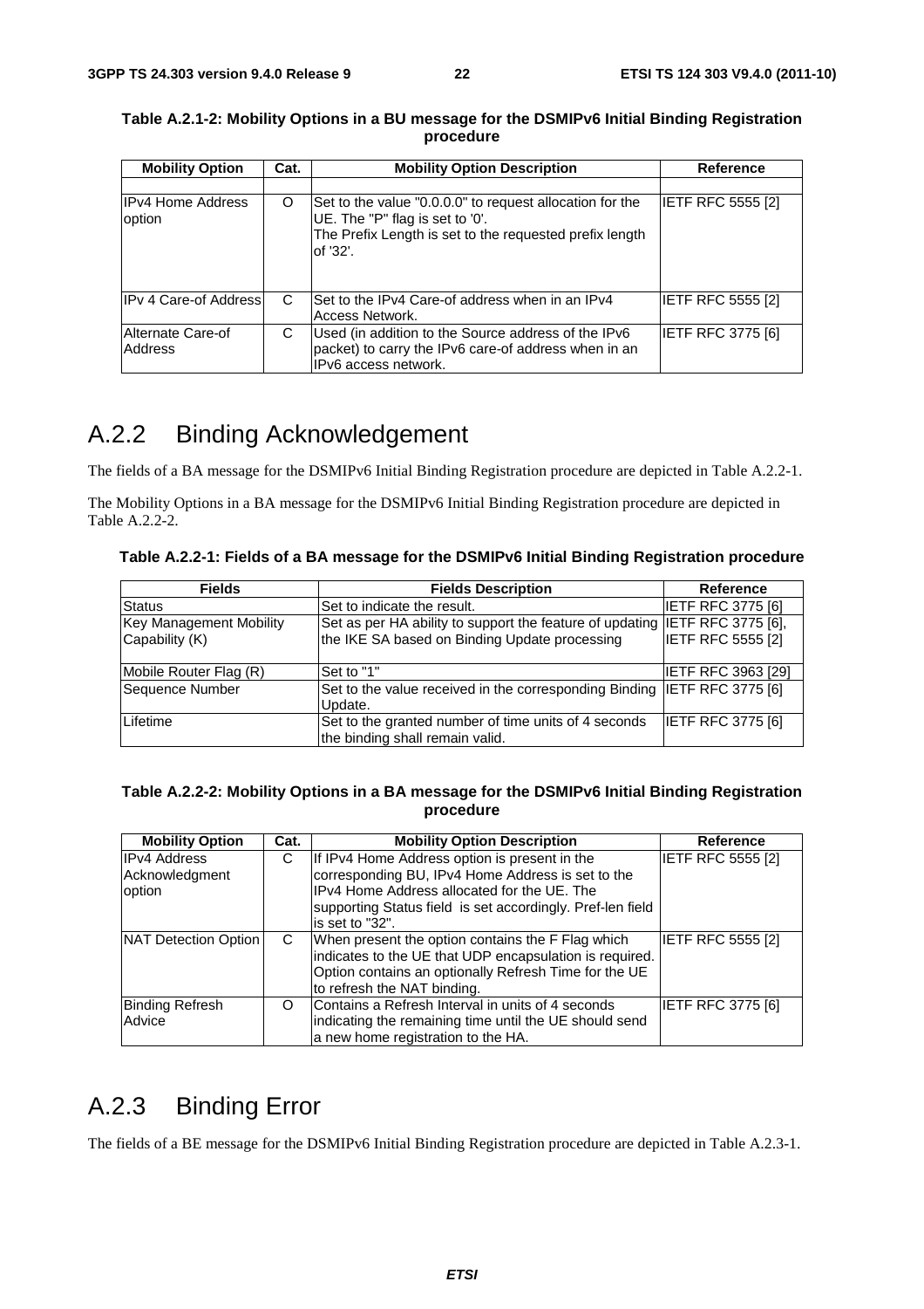**Table A.2.1-2: Mobility Options in a BU message for the DSMIPv6 Initial Binding Registration procedure**

| Mobility Option | Cat. | Mobility Option Description | Reference |
|---|---|---|---|
| | | | |
| IPv4 Home Address option | O | Set to the value "0.0.0.0" to request allocation for the UE. The "P" flag is set to '0'.<br>The Prefix Length is set to the requested prefix length of '32'. | IETF RFC 5555 [2] |
| IPv 4 Care-of Address | C | Set to the IPv4 Care-of address when in an IPv4 Access Network. | IETF RFC 5555 [2] |
| Alternate Care-of Address | C | Used (in addition to the Source address of the IPv6 packet) to carry the IPv6 care-of address when in an IPv6 access network. | IETF RFC 3775 [6] |

## A.2.2 Binding Acknowledgement

The fields of a BA message for the DSMIPv6 Initial Binding Registration procedure are depicted in Table A.2.2-1.

The Mobility Options in a BA message for the DSMIPv6 Initial Binding Registration procedure are depicted in Table A.2.2-2.

**Table A.2.2-1: Fields of a BA message for the DSMIPv6 Initial Binding Registration procedure**

| Fields | Fields Description | Reference |
|---|---|---|
| Status | Set to indicate the result. | IETF RFC 3775 [6] |
| Key Management Mobility Capability (K) | Set as per HA ability to support the feature of updating the IKE SA based on Binding Update processing | IETF RFC 3775 [6], IETF RFC 5555 [2] |
| Mobile Router Flag (R) | Set to "1" | IETF RFC 3963 [29] |
| Sequence Number | Set to the value received in the corresponding Binding Update. | IETF RFC 3775 [6] |
| Lifetime | Set to the granted number of time units of 4 seconds the binding shall remain valid. | IETF RFC 3775 [6] |

**Table A.2.2-2: Mobility Options in a BA message for the DSMIPv6 Initial Binding Registration procedure**

| Mobility Option | Cat. | Mobility Option Description | Reference |
|---|---|---|---|
| IPv4 Address Acknowledgment option | C | If IPv4 Home Address option is present in the corresponding BU, IPv4 Home Address is set to the IPv4 Home Address allocated for the UE. The supporting Status field is set accordingly. Pref-len field is set to "32". | IETF RFC 5555 [2] |
| NAT Detection Option | C | When present the option contains the F Flag which indicates to the UE that UDP encapsulation is required. Option contains an optionally Refresh Time for the UE to refresh the NAT binding. | IETF RFC 5555 [2] |
| Binding Refresh Advice | O | Contains a Refresh Interval in units of 4 seconds indicating the remaining time until the UE should send a new home registration to the HA. | IETF RFC 3775 [6] |

## A.2.3 Binding Error

The fields of a BE message for the DSMIPv6 Initial Binding Registration procedure are depicted in Table A.2.3-1.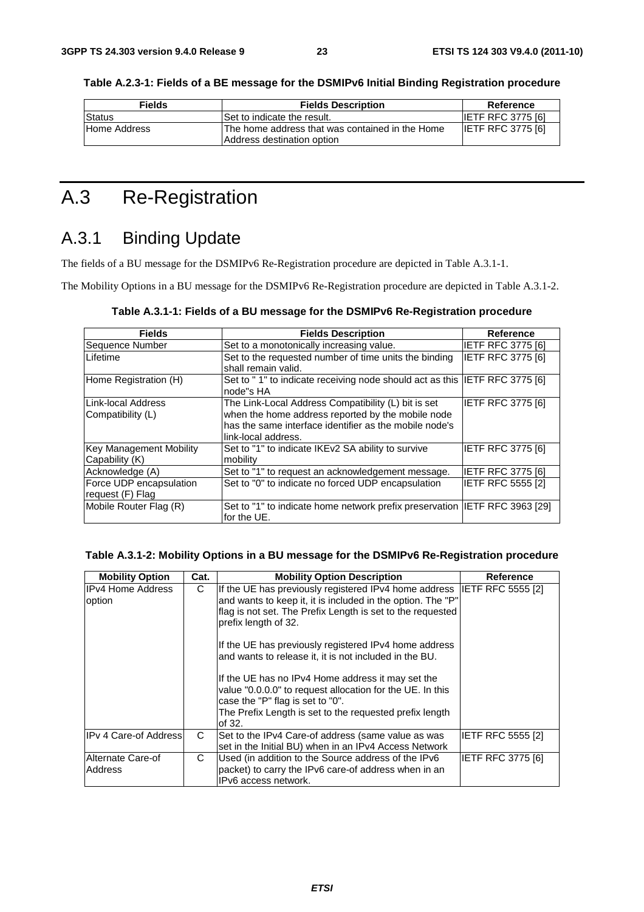**Table A.2.3-1: Fields of a BE message for the DSMIPv6 Initial Binding Registration procedure**

| Fields | Fields Description | Reference |
|---|---|---|
| Status | Set to indicate the result. | IETF RFC 3775 [6] |
| Home Address | The home address that was contained in the Home Address destination option | IETF RFC 3775 [6] |

# A.3 Re-Registration

## A.3.1 Binding Update

The fields of a BU message for the DSMIPv6 Re-Registration procedure are depicted in Table A.3.1-1.

The Mobility Options in a BU message for the DSMIPv6 Re-Registration procedure are depicted in Table A.3.1-2.

**Table A.3.1-1: Fields of a BU message for the DSMIPv6 Re-Registration procedure**

| Fields | Fields Description | Reference |
|---|---|---|
| Sequence Number | Set to a monotonically increasing value. | IETF RFC 3775 [6] |
| Lifetime | Set to the requested number of time units the binding shall remain valid. | IETF RFC 3775 [6] |
| Home Registration (H) | Set to " 1" to indicate receiving node should act as this node"s HA | IETF RFC 3775 [6] |
| Link-local Address Compatibility (L) | The Link-Local Address Compatibility (L) bit is set when the home address reported by the mobile node has the same interface identifier as the mobile node's link-local address. | IETF RFC 3775 [6] |
| Key Management Mobility Capability (K) | Set to "1" to indicate IKEv2 SA ability to survive mobility | IETF RFC 3775 [6] |
| Acknowledge (A) | Set to "1" to request an acknowledgement message. | IETF RFC 3775 [6] |
| Force UDP encapsulation request (F) Flag | Set to "0" to indicate no forced UDP encapsulation | IETF RFC 5555 [2] |
| Mobile Router Flag (R) | Set to "1" to indicate home network prefix preservation for the UE. | IETF RFC 3963 [29] |

**Table A.3.1-2: Mobility Options in a BU message for the DSMIPv6 Re-Registration procedure**

| Mobility Option | Cat. | Mobility Option Description | Reference |
|---|---|---|---|
| IPv4 Home Address option | C | If the UE has previously registered IPv4 home address and wants to keep it, it is included in the option. The "P" flag is not set. The Prefix Length is set to the requested prefix length of 32.<br><br>If the UE has previously registered IPv4 home address and wants to release it, it is not included in the BU.<br><br>If the UE has no IPv4 Home address it may set the value "0.0.0.0" to request allocation for the UE. In this case the "P" flag is set to "0".<br>The Prefix Length is set to the requested prefix length of 32. | IETF RFC 5555 [2] |
| IPv 4 Care-of Address | C | Set to the IPv4 Care-of address (same value as was set in the Initial BU) when in an IPv4 Access Network | IETF RFC 5555 [2] |
| Alternate Care-of Address | C | Used (in addition to the Source address of the IPv6 packet) to carry the IPv6 care-of address when in an IPv6 access network. | IETF RFC 3775 [6] |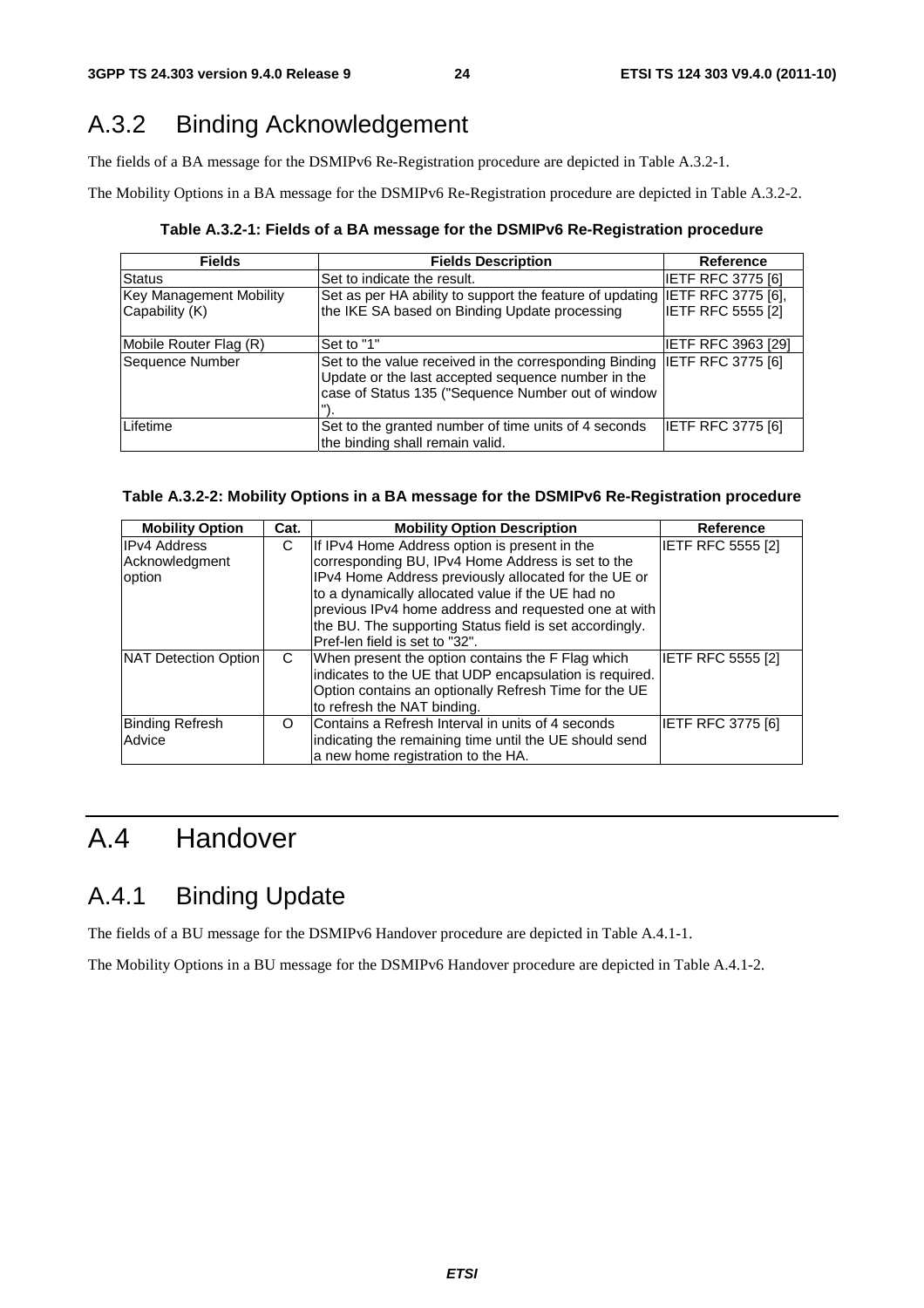## A.3.2 Binding Acknowledgement

The fields of a BA message for the DSMIPv6 Re-Registration procedure are depicted in Table A.3.2-1.

The Mobility Options in a BA message for the DSMIPv6 Re-Registration procedure are depicted in Table A.3.2-2.

**Table A.3.2-1: Fields of a BA message for the DSMIPv6 Re-Registration procedure**

| Fields | Fields Description | Reference |
|---|---|---|
| Status | Set to indicate the result. | IETF RFC 3775 [6] |
| Key Management Mobility Capability (K) | Set as per HA ability to support the feature of updating the IKE SA based on Binding Update processing | IETF RFC 3775 [6], IETF RFC 5555 [2] |
| Mobile Router Flag (R) | Set to "1" | IETF RFC 3963 [29] |
| Sequence Number | Set to the value received in the corresponding Binding Update or the last accepted sequence number in the case of Status 135 ("Sequence Number out of window "). | IETF RFC 3775 [6] |
| Lifetime | Set to the granted number of time units of 4 seconds the binding shall remain valid. | IETF RFC 3775 [6] |

**Table A.3.2-2: Mobility Options in a BA message for the DSMIPv6 Re-Registration procedure**

| Mobility Option | Cat. | Mobility Option Description | Reference |
|---|---|---|---|
| IPv4 Address Acknowledgment option | C | If IPv4 Home Address option is present in the corresponding BU, IPv4 Home Address is set to the IPv4 Home Address previously allocated for the UE or to a dynamically allocated value if the UE had no previous IPv4 home address and requested one at with the BU. The supporting Status field is set accordingly. Pref-len field is set to "32". | IETF RFC 5555 [2] |
| NAT Detection Option | C | When present the option contains the F Flag which indicates to the UE that UDP encapsulation is required. Option contains an optionally Refresh Time for the UE to refresh the NAT binding. | IETF RFC 5555 [2] |
| Binding Refresh Advice | O | Contains a Refresh Interval in units of 4 seconds indicating the remaining time until the UE should send a new home registration to the HA. | IETF RFC 3775 [6] |

# A.4 Handover

## A.4.1 Binding Update

The fields of a BU message for the DSMIPv6 Handover procedure are depicted in Table A.4.1-1.

The Mobility Options in a BU message for the DSMIPv6 Handover procedure are depicted in Table A.4.1-2.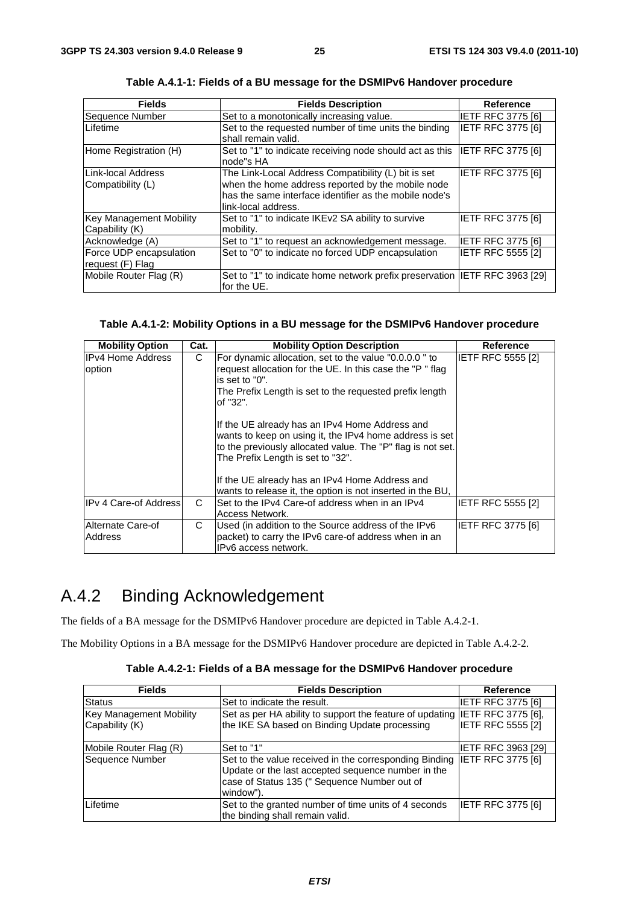**Table A.4.1-1: Fields of a BU message for the DSMIPv6 Handover procedure**

| Fields | Fields Description | Reference |
|---|---|---|
| Sequence Number | Set to a monotonically increasing value. | IETF RFC 3775 [6] |
| Lifetime | Set to the requested number of time units the binding shall remain valid. | IETF RFC 3775 [6] |
| Home Registration (H) | Set to "1" to indicate receiving node should act as this node"s HA | IETF RFC 3775 [6] |
| Link-local Address Compatibility (L) | The Link-Local Address Compatibility (L) bit is set when the home address reported by the mobile node has the same interface identifier as the mobile node's link-local address. | IETF RFC 3775 [6] |
| Key Management Mobility Capability (K) | Set to "1" to indicate IKEv2 SA ability to survive mobility. | IETF RFC 3775 [6] |
| Acknowledge (A) | Set to "1" to request an acknowledgement message. | IETF RFC 3775 [6] |
| Force UDP encapsulation request (F) Flag | Set to "0" to indicate no forced UDP encapsulation | IETF RFC 5555 [2] |
| Mobile Router Flag (R) | Set to "1" to indicate home network prefix preservation for the UE. | IETF RFC 3963 [29] |

**Table A.4.1-2: Mobility Options in a BU message for the DSMIPv6 Handover procedure**

| Mobility Option | Cat. | Mobility Option Description | Reference |
|---|---|---|---|
| IPv4 Home Address option | C | For dynamic allocation, set to the value "0.0.0.0 " to request allocation for the UE. In this case the "P " flag is set to "0".<br>The Prefix Length is set to the requested prefix length of "32".<br><br>If the UE already has an IPv4 Home Address and wants to keep on using it, the IPv4 home address is set to the previously allocated value. The "P" flag is not set. The Prefix Length is set to "32".<br><br>If the UE already has an IPv4 Home Address and wants to release it, the option is not inserted in the BU, | IETF RFC 5555 [2] |
| IPv 4 Care-of Address | C | Set to the IPv4 Care-of address when in an IPv4 Access Network. | IETF RFC 5555 [2] |
| Alternate Care-of Address | C | Used (in addition to the Source address of the IPv6 packet) to carry the IPv6 care-of address when in an IPv6 access network. | IETF RFC 3775 [6] |

## A.4.2 Binding Acknowledgement

The fields of a BA message for the DSMIPv6 Handover procedure are depicted in Table A.4.2-1.

The Mobility Options in a BA message for the DSMIPv6 Handover procedure are depicted in Table A.4.2-2.

**Table A.4.2-1: Fields of a BA message for the DSMIPv6 Handover procedure**

| Fields | Fields Description | Reference |
|---|---|---|
| Status | Set to indicate the result. | IETF RFC 3775 [6] |
| Key Management Mobility Capability (K) | Set as per HA ability to support the feature of updating the IKE SA based on Binding Update processing | IETF RFC 3775 [6], IETF RFC 5555 [2] |
| Mobile Router Flag (R) | Set to "1" | IETF RFC 3963 [29] |
| Sequence Number | Set to the value received in the corresponding Binding Update or the last accepted sequence number in the case of Status 135 (" Sequence Number out of window"). | IETF RFC 3775 [6] |
| Lifetime | Set to the granted number of time units of 4 seconds the binding shall remain valid. | IETF RFC 3775 [6] |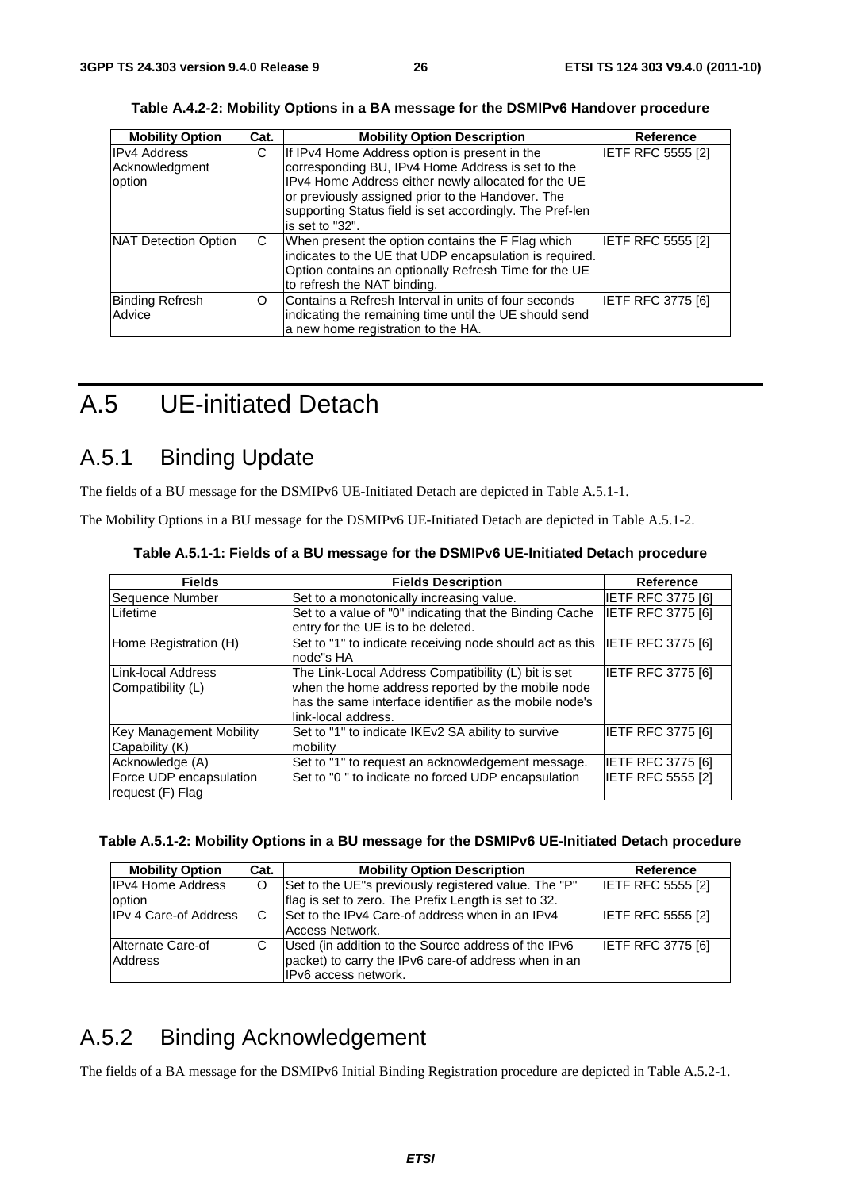**Table A.4.2-2: Mobility Options in a BA message for the DSMIPv6 Handover procedure**

| Mobility Option | Cat. | Mobility Option Description | Reference |
|---|---|---|---|
| IPv4 Address Acknowledgment option | C | If IPv4 Home Address option is present in the corresponding BU, IPv4 Home Address is set to the IPv4 Home Address either newly allocated for the UE or previously assigned prior to the Handover. The supporting Status field is set accordingly. The Pref-len is set to "32". | IETF RFC 5555 [2] |
| NAT Detection Option | C | When present the option contains the F Flag which indicates to the UE that UDP encapsulation is required. Option contains an optionally Refresh Time for the UE to refresh the NAT binding. | IETF RFC 5555 [2] |
| Binding Refresh Advice | O | Contains a Refresh Interval in units of four seconds indicating the remaining time until the UE should send a new home registration to the HA. | IETF RFC 3775 [6] |

# A.5 UE-initiated Detach

## A.5.1 Binding Update

The fields of a BU message for the DSMIPv6 UE-Initiated Detach are depicted in Table A.5.1-1.

The Mobility Options in a BU message for the DSMIPv6 UE-Initiated Detach are depicted in Table A.5.1-2.

**Table A.5.1-1: Fields of a BU message for the DSMIPv6 UE-Initiated Detach procedure**

| Fields | Fields Description | Reference |
|---|---|---|
| Sequence Number | Set to a monotonically increasing value. | IETF RFC 3775 [6] |
| Lifetime | Set to a value of "0" indicating that the Binding Cache entry for the UE is to be deleted. | IETF RFC 3775 [6] |
| Home Registration (H) | Set to "1" to indicate receiving node should act as this node"s HA | IETF RFC 3775 [6] |
| Link-local Address Compatibility (L) | The Link-Local Address Compatibility (L) bit is set when the home address reported by the mobile node has the same interface identifier as the mobile node's link-local address. | IETF RFC 3775 [6] |
| Key Management Mobility Capability (K) | Set to "1" to indicate IKEv2 SA ability to survive mobility | IETF RFC 3775 [6] |
| Acknowledge (A) | Set to "1" to request an acknowledgement message. | IETF RFC 3775 [6] |
| Force UDP encapsulation request (F) Flag | Set to "0 " to indicate no forced UDP encapsulation | IETF RFC 5555 [2] |

**Table A.5.1-2: Mobility Options in a BU message for the DSMIPv6 UE-Initiated Detach procedure**

| Mobility Option | Cat. | Mobility Option Description | Reference |
|---|---|---|---|
| IPv4 Home Address option | O | Set to the UE"s previously registered value. The "P" flag is set to zero. The Prefix Length is set to 32. | IETF RFC 5555 [2] |
| IPv 4 Care-of Address | C | Set to the IPv4 Care-of address when in an IPv4 Access Network. | IETF RFC 5555 [2] |
| Alternate Care-of Address | C | Used (in addition to the Source address of the IPv6 packet) to carry the IPv6 care-of address when in an IPv6 access network. | IETF RFC 3775 [6] |

## A.5.2 Binding Acknowledgement

The fields of a BA message for the DSMIPv6 Initial Binding Registration procedure are depicted in Table A.5.2-1.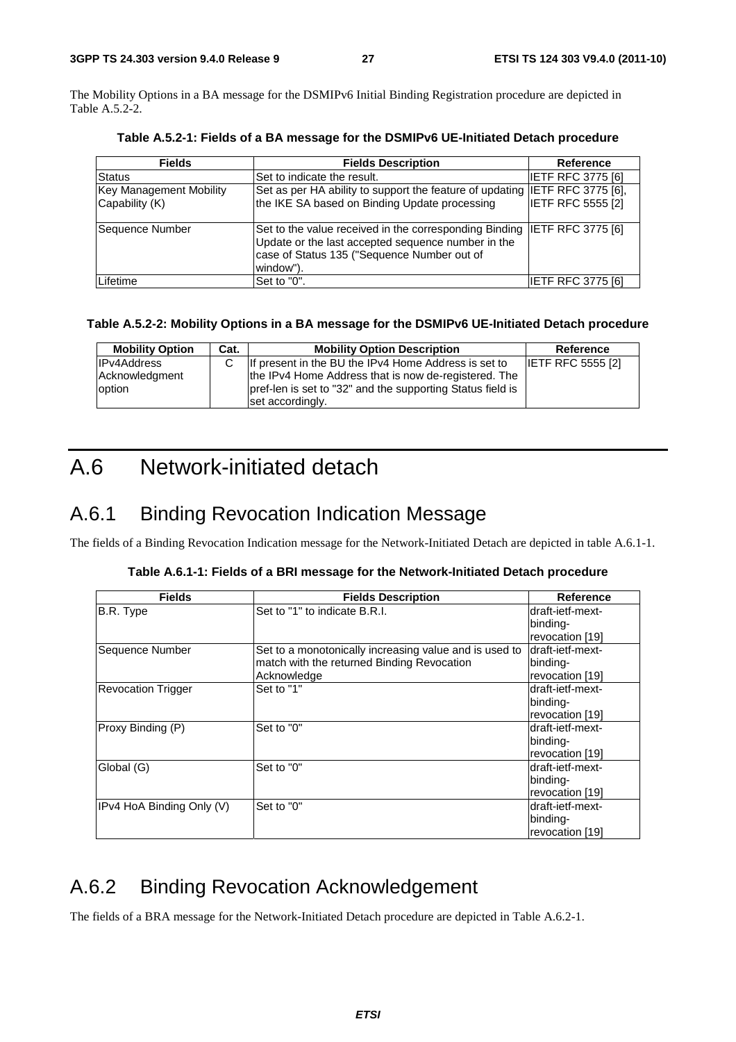The Mobility Options in a BA message for the DSMIPv6 Initial Binding Registration procedure are depicted in Table A.5.2-2.

**Table A.5.2-1: Fields of a BA message for the DSMIPv6 UE-Initiated Detach procedure**

| Fields | Fields Description | Reference |
|---|---|---|
| Status | Set to indicate the result. | IETF RFC 3775 [6] |
| Key Management Mobility Capability (K) | Set as per HA ability to support the feature of updating the IKE SA based on Binding Update processing | IETF RFC 3775 [6], IETF RFC 5555 [2] |
| Sequence Number | Set to the value received in the corresponding Binding Update or the last accepted sequence number in the case of Status 135 ("Sequence Number out of window"). | IETF RFC 3775 [6] |
| Lifetime | Set to "0". | IETF RFC 3775 [6] |

**Table A.5.2-2: Mobility Options in a BA message for the DSMIPv6 UE-Initiated Detach procedure**

| Mobility Option | Cat. | Mobility Option Description | Reference |
|---|---|---|---|
| IPv4Address Acknowledgment option | C | If present in the BU the IPv4 Home Address is set to the IPv4 Home Address that is now de-registered. The pref-len is set to "32" and the supporting Status field is set accordingly. | IETF RFC 5555 [2] |

# A.6 Network-initiated detach

## A.6.1 Binding Revocation Indication Message

The fields of a Binding Revocation Indication message for the Network-Initiated Detach are depicted in table A.6.1-1.

**Table A.6.1-1: Fields of a BRI message for the Network-Initiated Detach procedure**

| Fields | Fields Description | Reference |
|---|---|---|
| B.R. Type | Set to "1" to indicate B.R.I. | draft-ietf-mext-binding-revocation [19] |
| Sequence Number | Set to a monotonically increasing value and is used to match with the returned Binding Revocation Acknowledge | draft-ietf-mext-binding-revocation [19] |
| Revocation Trigger | Set to "1" | draft-ietf-mext-binding-revocation [19] |
| Proxy Binding (P) | Set to "0" | draft-ietf-mext-binding-revocation [19] |
| Global (G) | Set to "0" | draft-ietf-mext-binding-revocation [19] |
| IPv4 HoA Binding Only (V) | Set to "0" | draft-ietf-mext-binding-revocation [19] |

## A.6.2 Binding Revocation Acknowledgement

The fields of a BRA message for the Network-Initiated Detach procedure are depicted in Table A.6.2-1.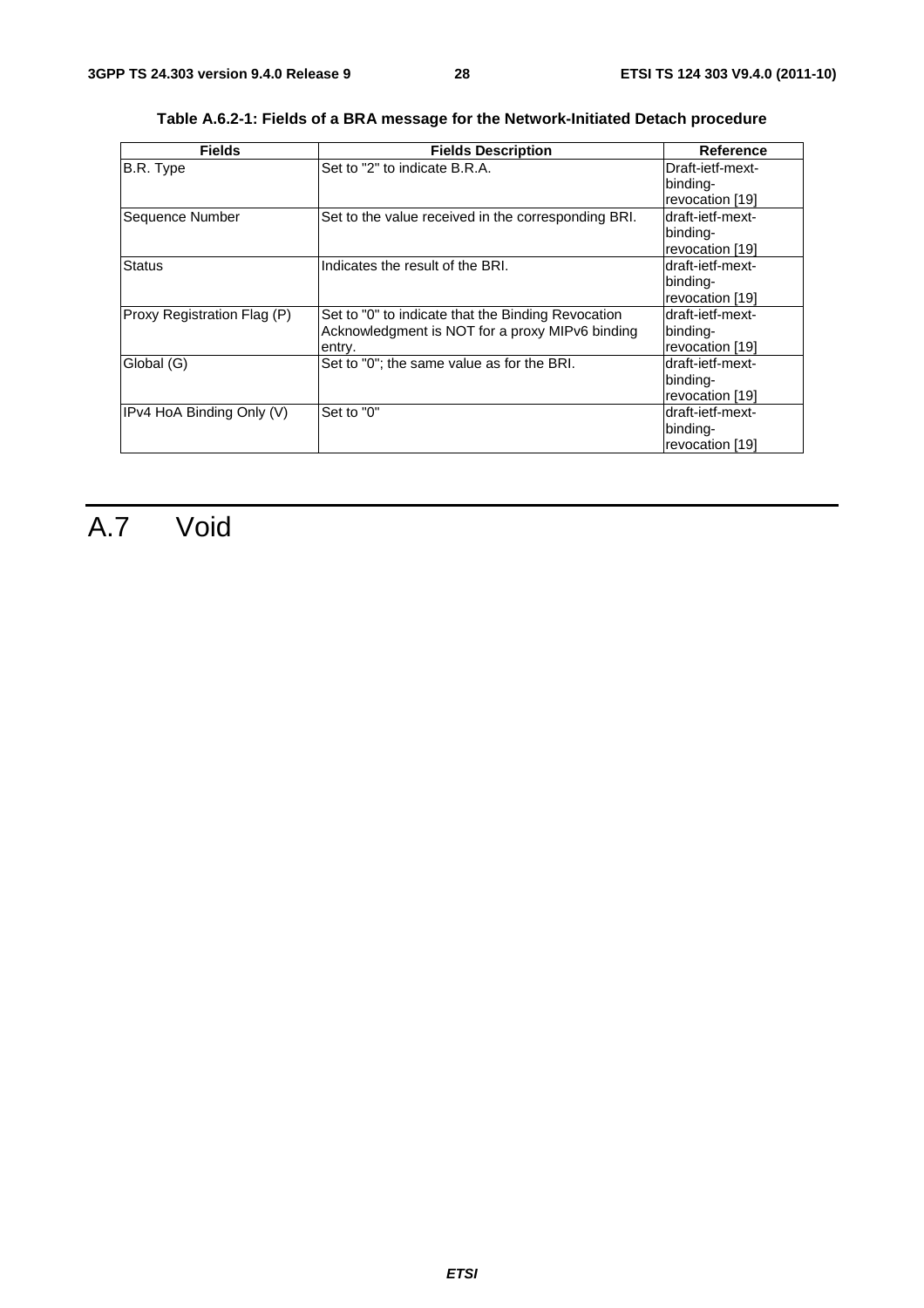**Table A.6.2-1: Fields of a BRA message for the Network-Initiated Detach procedure**

| Fields | Fields Description | Reference |
|---|---|---|
| B.R. Type | Set to "2" to indicate B.R.A. | Draft-ietf-mext-binding-revocation [19] |
| Sequence Number | Set to the value received in the corresponding BRI. | draft-ietf-mext-binding-revocation [19] |
| Status | Indicates the result of the BRI. | draft-ietf-mext-binding-revocation [19] |
| Proxy Registration Flag (P) | Set to "0" to indicate that the Binding Revocation Acknowledgment is NOT for a proxy MIPv6 binding entry. | draft-ietf-mext-binding-revocation [19] |
| Global (G) | Set to "0"; the same value as for the BRI. | draft-ietf-mext-binding-revocation [19] |
| IPv4 HoA Binding Only (V) | Set to "0" | draft-ietf-mext-binding-revocation [19] |

# A.7 Void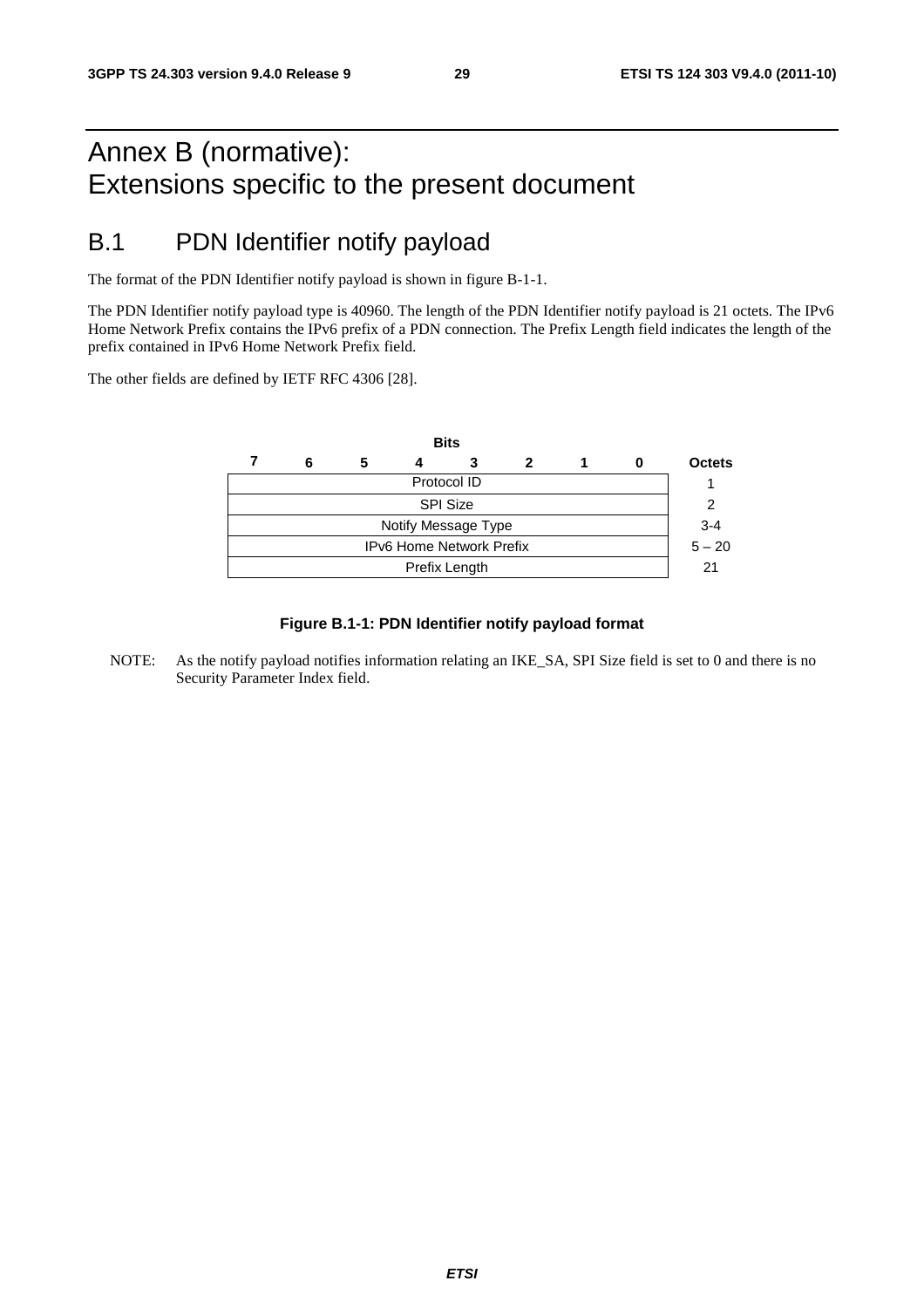# Annex B (normative): Extensions specific to the present document

## B.1 PDN Identifier notify payload

The format of the PDN Identifier notify payload is shown in figure B-1-1.

The PDN Identifier notify payload type is 40960. The length of the PDN Identifier notify payload is 21 octets. The IPv6 Home Network Prefix contains the IPv6 prefix of a PDN connection. The Prefix Length field indicates the length of the prefix contained in IPv6 Home Network Prefix field.

The other fields are defined by IETF RFC 4306 [28].

| Bits 7 6 5 4 3 2 1 0 | Octets |
|---|---|
| Protocol ID | 1 |
| SPI Size | 2 |
| Notify Message Type | 3-4 |
| IPv6 Home Network Prefix | 5 – 20 |
| Prefix Length | 21 |

**Figure B.1-1: PDN Identifier notify payload format**

NOTE: As the notify payload notifies information relating an IKE_SA, SPI Size field is set to 0 and there is no Security Parameter Index field.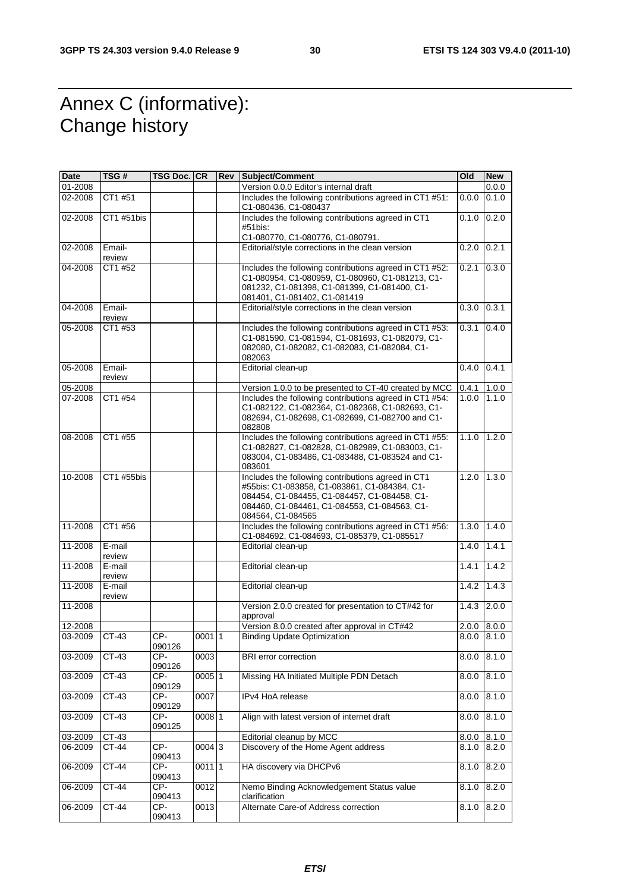# Annex C (informative): Change history

| Date | TSG # | TSG Doc. | CR | Rev | Subject/Comment | Old | New |
|---|---|---|---|---|---|---|---|
| 01-2008 | | | | | Version 0.0.0 Editor's internal draft | | 0.0.0 |
| 02-2008 | CT1 #51 | | | | Includes the following contributions agreed in CT1 #51: C1-080436, C1-080437 | 0.0.0 | 0.1.0 |
| 02-2008 | CT1 #51bis | | | | Includes the following contributions agreed in CT1 #51bis: C1-080770, C1-080776, C1-080791. | 0.1.0 | 0.2.0 |
| 02-2008 | Email-review | | | | Editorial/style corrections in the clean version | 0.2.0 | 0.2.1 |
| 04-2008 | CT1 #52 | | | | Includes the following contributions agreed in CT1 #52: C1-080954, C1-080959, C1-080960, C1-081213, C1-081232, C1-081398, C1-081399, C1-081400, C1-081401, C1-081402, C1-081419 | 0.2.1 | 0.3.0 |
| 04-2008 | Email-review | | | | Editorial/style corrections in the clean version | 0.3.0 | 0.3.1 |
| 05-2008 | CT1 #53 | | | | Includes the following contributions agreed in CT1 #53: C1-081590, C1-081594, C1-081693, C1-082079, C1-082080, C1-082082, C1-082083, C1-082084, C1-082063 | 0.3.1 | 0.4.0 |
| 05-2008 | Email-review | | | | Editorial clean-up | 0.4.0 | 0.4.1 |
| 05-2008 | | | | | Version 1.0.0 to be presented to CT-40 created by MCC | 0.4.1 | 1.0.0 |
| 07-2008 | CT1 #54 | | | | Includes the following contributions agreed in CT1 #54: C1-082122, C1-082364, C1-082368, C1-082693, C1-082694, C1-082698, C1-082699, C1-082700 and C1-082808 | 1.0.0 | 1.1.0 |
| 08-2008 | CT1 #55 | | | | Includes the following contributions agreed in CT1 #55: C1-082827, C1-082828, C1-082989, C1-083003, C1-083004, C1-083486, C1-083488, C1-083524 and C1-083601 | 1.1.0 | 1.2.0 |
| 10-2008 | CT1 #55bis | | | | Includes the following contributions agreed in CT1 #55bis: C1-083858, C1-083861, C1-084384, C1-084454, C1-084455, C1-084457, C1-084458, C1-084460, C1-084461, C1-084553, C1-084563, C1-084564, C1-084565 | 1.2.0 | 1.3.0 |
| 11-2008 | CT1 #56 | | | | Includes the following contributions agreed in CT1 #56: C1-084692, C1-084693, C1-085379, C1-085517 | 1.3.0 | 1.4.0 |
| 11-2008 | E-mail review | | | | Editorial clean-up | 1.4.0 | 1.4.1 |
| 11-2008 | E-mail review | | | | Editorial clean-up | 1.4.1 | 1.4.2 |
| 11-2008 | E-mail review | | | | Editorial clean-up | 1.4.2 | 1.4.3 |
| 11-2008 | | | | | Version 2.0.0 created for presentation to CT#42 for approval | 1.4.3 | 2.0.0 |
| 12-2008 | | | | | Version 8.0.0 created after approval in CT#42 | 2.0.0 | 8.0.0 |
| 03-2009 | CT-43 | CP-090126 | 0001 | 1 | Binding Update Optimization | 8.0.0 | 8.1.0 |
| 03-2009 | CT-43 | CP-090126 | 0003 | | BRI error correction | 8.0.0 | 8.1.0 |
| 03-2009 | CT-43 | CP-090129 | 0005 | 1 | Missing HA Initiated Multiple PDN Detach | 8.0.0 | 8.1.0 |
| 03-2009 | CT-43 | CP-090129 | 0007 | | IPv4 HoA release | 8.0.0 | 8.1.0 |
| 03-2009 | CT-43 | CP-090125 | 0008 | 1 | Align with latest version of internet draft | 8.0.0 | 8.1.0 |
| 03-2009 | CT-43 | | | | Editorial cleanup by MCC | 8.0.0 | 8.1.0 |
| 06-2009 | CT-44 | CP-090413 | 0004 | 3 | Discovery of the Home Agent address | 8.1.0 | 8.2.0 |
| 06-2009 | CT-44 | CP-090413 | 0011 | 1 | HA discovery via DHCPv6 | 8.1.0 | 8.2.0 |
| 06-2009 | CT-44 | CP-090413 | 0012 | | Nemo Binding Acknowledgement Status value clarification | 8.1.0 | 8.2.0 |
| 06-2009 | CT-44 | CP-090413 | 0013 | | Alternate Care-of Address correction | 8.1.0 | 8.2.0 |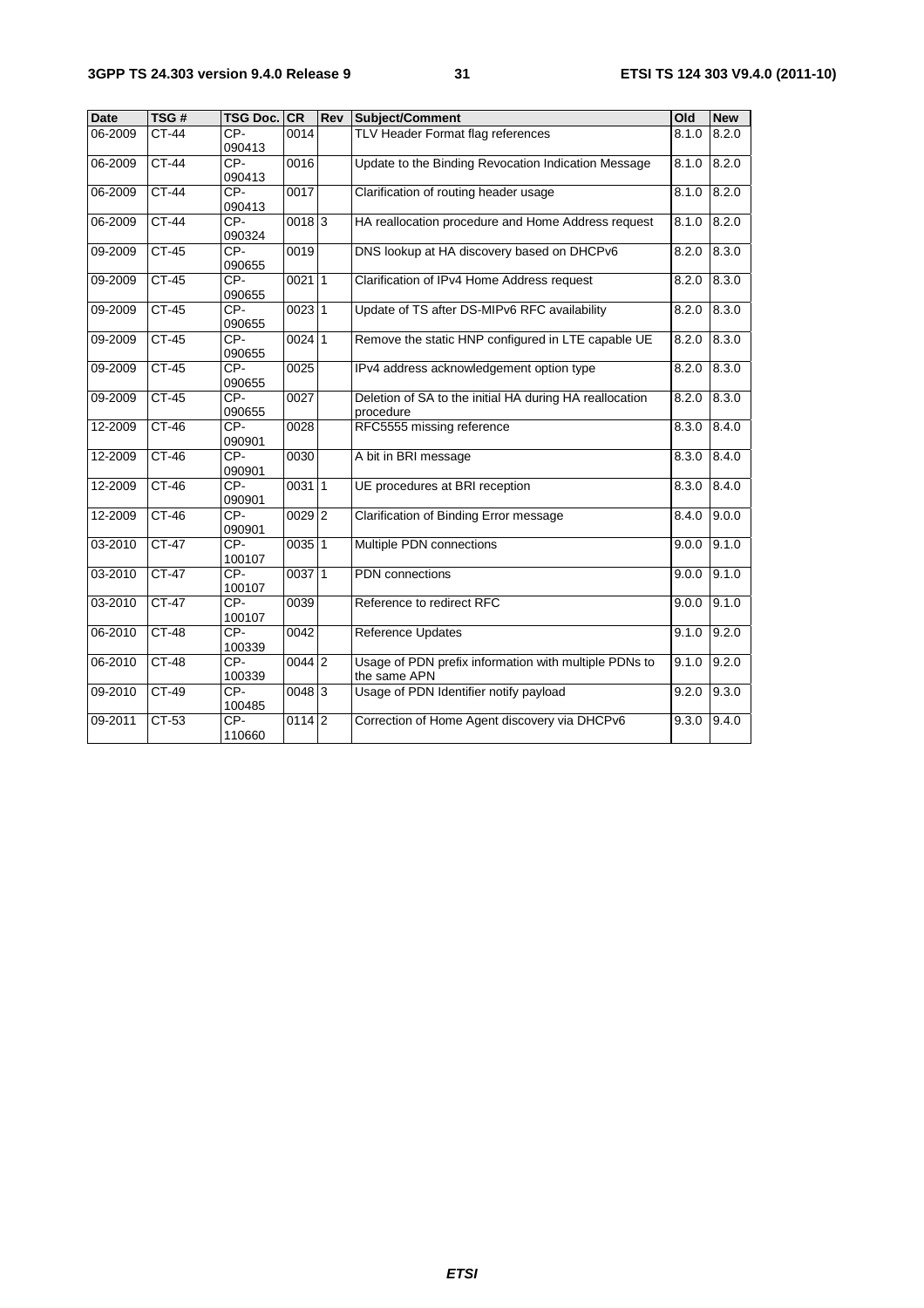| Date | TSG # | TSG Doc. | CR | Rev | Subject/Comment | Old | New |
|---|---|---|---|---|---|---|---|
| 06-2009 | CT-44 | CP-090413 | 0014 | | TLV Header Format flag references | 8.1.0 | 8.2.0 |
| 06-2009 | CT-44 | CP-090413 | 0016 | | Update to the Binding Revocation Indication Message | 8.1.0 | 8.2.0 |
| 06-2009 | CT-44 | CP-090413 | 0017 | | Clarification of routing header usage | 8.1.0 | 8.2.0 |
| 06-2009 | CT-44 | CP-090324 | 0018 | 3 | HA reallocation procedure and Home Address request | 8.1.0 | 8.2.0 |
| 09-2009 | CT-45 | CP-090655 | 0019 | | DNS lookup at HA discovery based on DHCPv6 | 8.2.0 | 8.3.0 |
| 09-2009 | CT-45 | CP-090655 | 0021 | 1 | Clarification of IPv4 Home Address request | 8.2.0 | 8.3.0 |
| 09-2009 | CT-45 | CP-090655 | 0023 | 1 | Update of TS after DS-MIPv6 RFC availability | 8.2.0 | 8.3.0 |
| 09-2009 | CT-45 | CP-090655 | 0024 | 1 | Remove the static HNP configured in LTE capable UE | 8.2.0 | 8.3.0 |
| 09-2009 | CT-45 | CP-090655 | 0025 | | IPv4 address acknowledgement option type | 8.2.0 | 8.3.0 |
| 09-2009 | CT-45 | CP-090655 | 0027 | | Deletion of SA to the initial HA during HA reallocation procedure | 8.2.0 | 8.3.0 |
| 12-2009 | CT-46 | CP-090901 | 0028 | | RFC5555 missing reference | 8.3.0 | 8.4.0 |
| 12-2009 | CT-46 | CP-090901 | 0030 | | A bit in BRI message | 8.3.0 | 8.4.0 |
| 12-2009 | CT-46 | CP-090901 | 0031 | 1 | UE procedures at BRI reception | 8.3.0 | 8.4.0 |
| 12-2009 | CT-46 | CP-090901 | 0029 | 2 | Clarification of Binding Error message | 8.4.0 | 9.0.0 |
| 03-2010 | CT-47 | CP-100107 | 0035 | 1 | Multiple PDN connections | 9.0.0 | 9.1.0 |
| 03-2010 | CT-47 | CP-100107 | 0037 | 1 | PDN connections | 9.0.0 | 9.1.0 |
| 03-2010 | CT-47 | CP-100107 | 0039 | | Reference to redirect RFC | 9.0.0 | 9.1.0 |
| 06-2010 | CT-48 | CP-100339 | 0042 | | Reference Updates | 9.1.0 | 9.2.0 |
| 06-2010 | CT-48 | CP-100339 | 0044 | 2 | Usage of PDN prefix information with multiple PDNs to the same APN | 9.1.0 | 9.2.0 |
| 09-2010 | CT-49 | CP-100485 | 0048 | 3 | Usage of PDN Identifier notify payload | 9.2.0 | 9.3.0 |
| 09-2011 | CT-53 | CP-110660 | 0114 | 2 | Correction of Home Agent discovery via DHCPv6 | 9.3.0 | 9.4.0 |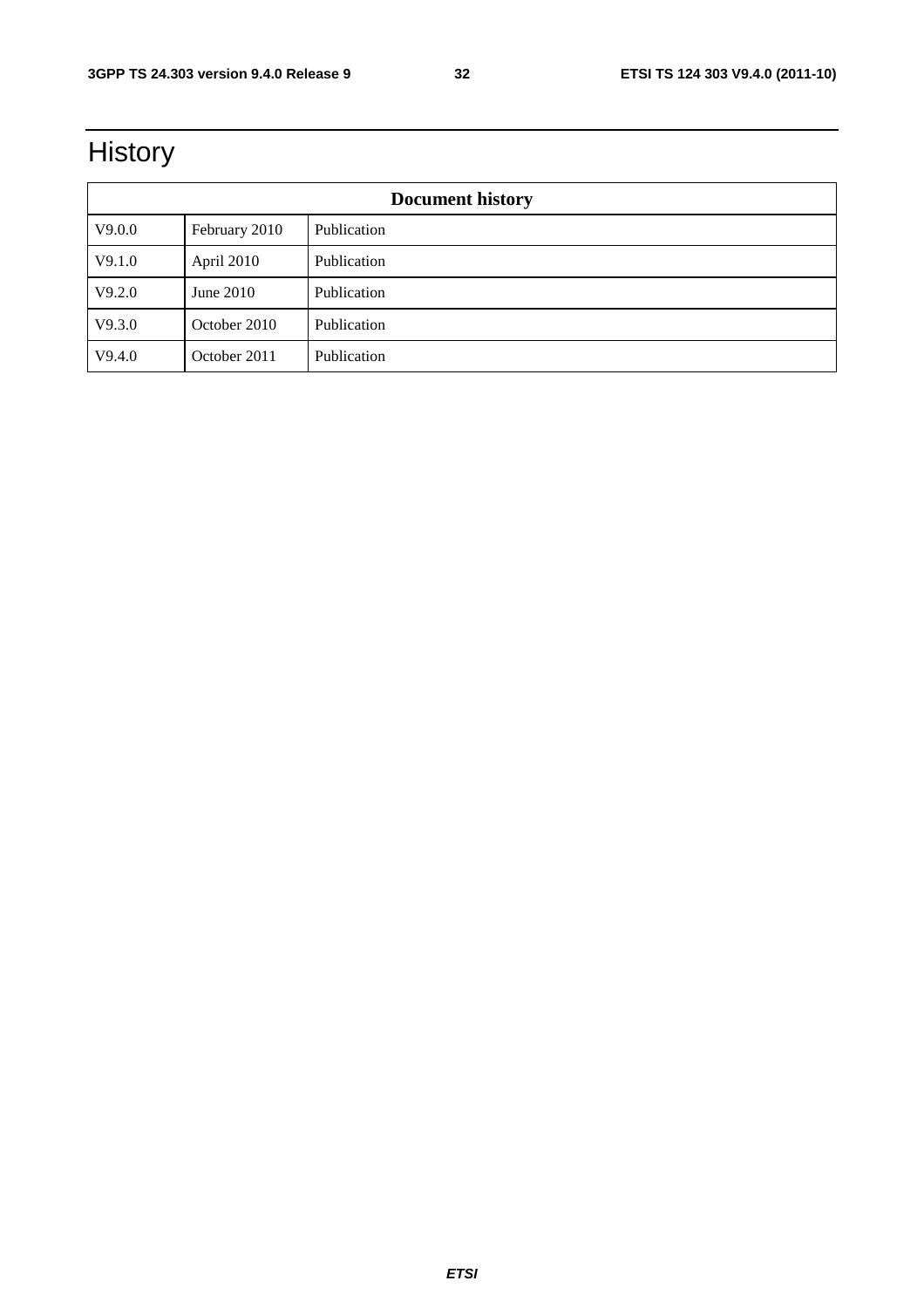# History

| Document history | | |
|---|---|---|
| V9.0.0 | February 2010 | Publication |
| V9.1.0 | April 2010 | Publication |
| V9.2.0 | June 2010 | Publication |
| V9.3.0 | October 2010 | Publication |
| V9.4.0 | October 2011 | Publication |